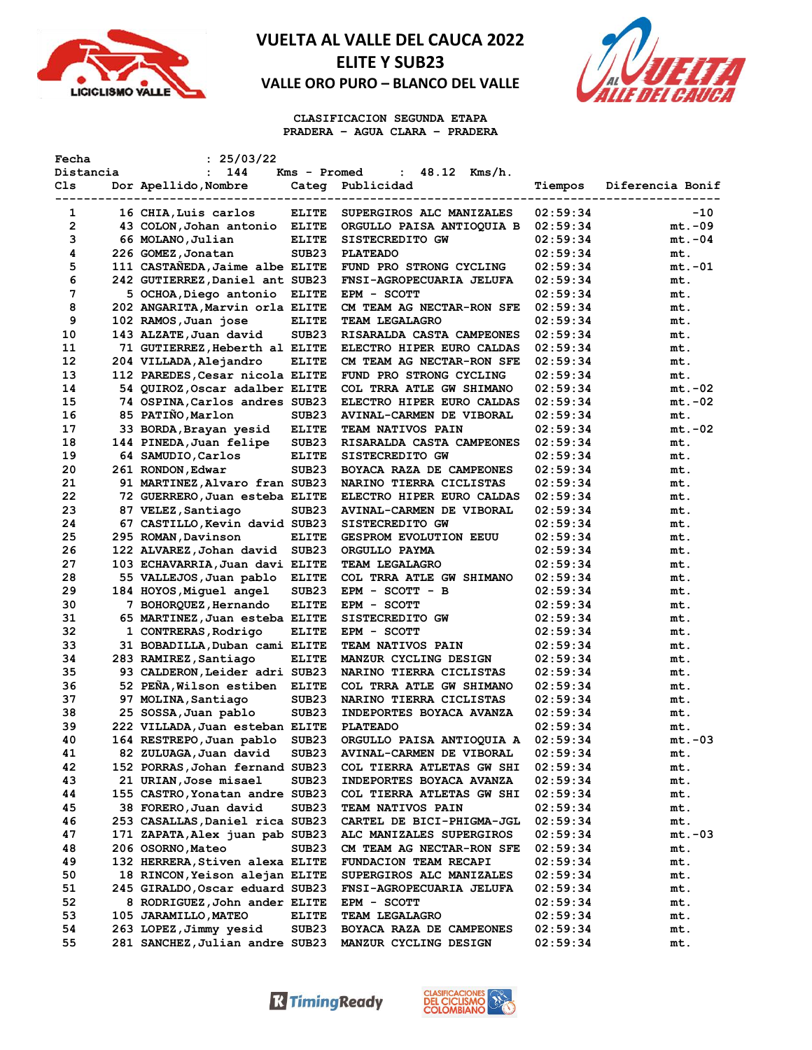# VUELTA AL VALLE DEL CAUCA 2022
# ELITE Y SUB23
## VALLE ORO PURO – BLANCO DEL VALLE

### CLASIFICACION SEGUNDA ETAPA
### PRADERA - AGUA CLARA - PRADERA

Fecha : 25/03/22
Distancia : 144 Kms - Promed : 48.12 Kms/h.

| Cls | Dor | Apellido,Nombre | Categ | Publicidad | Tiempos | Diferencia | Bonif |
|---|---|---|---|---|---|---|---|
| 1 | 16 | CHIA,Luis carlos | ELITE | SUPERGIROS ALC MANIZALES | 02:59:34 | | -10 |
| 2 | 43 | COLON,Johan antonio | ELITE | ORGULLO PAISA ANTIOQUIA B | 02:59:34 | mt. | -09 |
| 3 | 66 | MOLANO,Julian | ELITE | SISTECREDITO GW | 02:59:34 | mt. | -04 |
| 4 | 226 | GOMEZ,Jonatan | SUB23 | PLATEADO | 02:59:34 | mt. | |
| 5 | 111 | CASTAÑEDA,Jaime albe | ELITE | FUND PRO STRONG CYCLING | 02:59:34 | mt. | -01 |
| 6 | 242 | GUTIERREZ,Daniel ant | SUB23 | FNSI-AGROPECUARIA JELUFA | 02:59:34 | mt. | |
| 7 | 5 | OCHOA,Diego antonio | ELITE | EPM - SCOTT | 02:59:34 | mt. | |
| 8 | 202 | ANGARITA,Marvin orla | ELITE | CM TEAM AG NECTAR-RON SFE | 02:59:34 | mt. | |
| 9 | 102 | RAMOS,Juan jose | ELITE | TEAM LEGALAGRO | 02:59:34 | mt. | |
| 10 | 143 | ALZATE,Juan david | SUB23 | RISARALDA CASTA CAMPEONES | 02:59:34 | mt. | |
| 11 | 71 | GUTIERREZ,Heberth al | ELITE | ELECTRO HIPER EURO CALDAS | 02:59:34 | mt. | |
| 12 | 204 | VILLADA,Alejandro | ELITE | CM TEAM AG NECTAR-RON SFE | 02:59:34 | mt. | |
| 13 | 112 | PAREDES,Cesar nicola | ELITE | FUND PRO STRONG CYCLING | 02:59:34 | mt. | |
| 14 | 54 | QUIROZ,Oscar adalber | ELITE | COL TRRA ATLE GW SHIMANO | 02:59:34 | mt. | -02 |
| 15 | 74 | OSPINA,Carlos andres | SUB23 | ELECTRO HIPER EURO CALDAS | 02:59:34 | mt. | -02 |
| 16 | 85 | PATIÑO,Marlon | SUB23 | AVINAL-CARMEN DE VIBORAL | 02:59:34 | mt. | |
| 17 | 33 | BORDA,Brayan yesid | ELITE | TEAM NATIVOS PAIN | 02:59:34 | mt. | -02 |
| 18 | 144 | PINEDA,Juan felipe | SUB23 | RISARALDA CASTA CAMPEONES | 02:59:34 | mt. | |
| 19 | 64 | SAMUDIO,Carlos | ELITE | SISTECREDITO GW | 02:59:34 | mt. | |
| 20 | 261 | RONDON,Edwar | SUB23 | BOYACA RAZA DE CAMPEONES | 02:59:34 | mt. | |
| 21 | 91 | MARTINEZ,Alvaro fran | SUB23 | NARINO TIERRA CICLISTAS | 02:59:34 | mt. | |
| 22 | 72 | GUERRERO,Juan esteba | ELITE | ELECTRO HIPER EURO CALDAS | 02:59:34 | mt. | |
| 23 | 87 | VELEZ,Santiago | SUB23 | AVINAL-CARMEN DE VIBORAL | 02:59:34 | mt. | |
| 24 | 67 | CASTILLO,Kevin david | SUB23 | SISTECREDITO GW | 02:59:34 | mt. | |
| 25 | 295 | ROMAN,Davinson | ELITE | GESPROM EVOLUTION EEUU | 02:59:34 | mt. | |
| 26 | 122 | ALVAREZ,Johan david | SUB23 | ORGULLO PAYMA | 02:59:34 | mt. | |
| 27 | 103 | ECHAVARRIA,Juan davi | ELITE | TEAM LEGALAGRO | 02:59:34 | mt. | |
| 28 | 55 | VALLEJOS,Juan pablo | ELITE | COL TRRA ATLE GW SHIMANO | 02:59:34 | mt. | |
| 29 | 184 | HOYOS,Miguel angel | SUB23 | EPM - SCOTT - B | 02:59:34 | mt. | |
| 30 | 7 | BOHORQUEZ,Hernando | ELITE | EPM - SCOTT | 02:59:34 | mt. | |
| 31 | 65 | MARTINEZ,Juan esteba | ELITE | SISTECREDITO GW | 02:59:34 | mt. | |
| 32 | 1 | CONTRERAS,Rodrigo | ELITE | EPM - SCOTT | 02:59:34 | mt. | |
| 33 | 31 | BOBADILLA,Duban cami | ELITE | TEAM NATIVOS PAIN | 02:59:34 | mt. | |
| 34 | 283 | RAMIREZ,Santiago | ELITE | MANZUR CYCLING DESIGN | 02:59:34 | mt. | |
| 35 | 93 | CALDERON,Leider adri | SUB23 | NARINO TIERRA CICLISTAS | 02:59:34 | mt. | |
| 36 | 52 | PEÑA,Wilson estiben | ELITE | COL TRRA ATLE GW SHIMANO | 02:59:34 | mt. | |
| 37 | 97 | MOLINA,Santiago | SUB23 | NARINO TIERRA CICLISTAS | 02:59:34 | mt. | |
| 38 | 25 | SOSSA,Juan pablo | SUB23 | INDEPORTES BOYACA AVANZA | 02:59:34 | mt. | |
| 39 | 222 | VILLADA,Juan esteban | ELITE | PLATEADO | 02:59:34 | mt. | |
| 40 | 164 | RESTREPO,Juan pablo | SUB23 | ORGULLO PAISA ANTIOQUIA A | 02:59:34 | mt. | -03 |
| 41 | 82 | ZULUAGA,Juan david | SUB23 | AVINAL-CARMEN DE VIBORAL | 02:59:34 | mt. | |
| 42 | 152 | PORRAS,Johan fernand | SUB23 | COL TIERRA ATLETAS GW SHI | 02:59:34 | mt. | |
| 43 | 21 | URIAN,Jose misael | SUB23 | INDEPORTES BOYACA AVANZA | 02:59:34 | mt. | |
| 44 | 155 | CASTRO,Yonatan andre | SUB23 | COL TIERRA ATLETAS GW SHI | 02:59:34 | mt. | |
| 45 | 38 | FORERO,Juan david | SUB23 | TEAM NATIVOS PAIN | 02:59:34 | mt. | |
| 46 | 253 | CASALLAS,Daniel rica | SUB23 | CARTEL DE BICI-PHIGMA-JGL | 02:59:34 | mt. | |
| 47 | 171 | ZAPATA,Alex juan pab | SUB23 | ALC MANIZALES SUPERGIROS | 02:59:34 | mt. | -03 |
| 48 | 206 | OSORNO,Mateo | SUB23 | CM TEAM AG NECTAR-RON SFE | 02:59:34 | mt. | |
| 49 | 132 | HERRERA,Stiven alexa | ELITE | FUNDACION TEAM RECAPI | 02:59:34 | mt. | |
| 50 | 18 | RINCON,Yeison alejan | ELITE | SUPERGIROS ALC MANIZALES | 02:59:34 | mt. | |
| 51 | 245 | GIRALDO,Oscar eduard | SUB23 | FNSI-AGROPECUARIA JELUFA | 02:59:34 | mt. | |
| 52 | 8 | RODRIGUEZ,John ander | ELITE | EPM - SCOTT | 02:59:34 | mt. | |
| 53 | 105 | JARAMILLO,MATEO | ELITE | TEAM LEGALAGRO | 02:59:34 | mt. | |
| 54 | 263 | LOPEZ,Jimmy yesid | SUB23 | BOYACA RAZA DE CAMPEONES | 02:59:34 | mt. | |
| 55 | 281 | SANCHEZ,Julian andre | SUB23 | MANZUR CYCLING DESIGN | 02:59:34 | mt. | |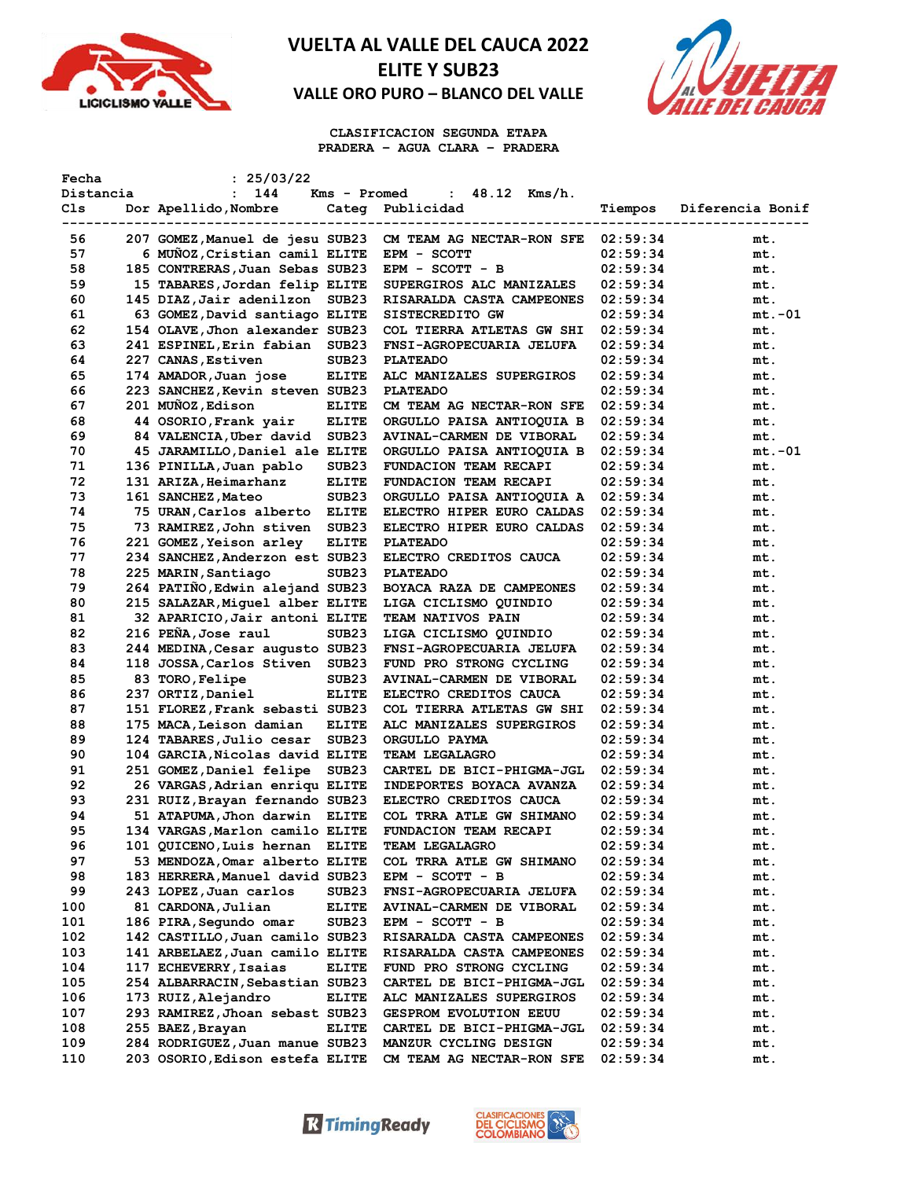# VUELTA AL VALLE DEL CAUCA 2022
## ELITE Y SUB23
### VALLE ORO PURO – BLANCO DEL VALLE

**CLASIFICACION SEGUNDA ETAPA**
**PRADERA - AGUA CLARA - PRADERA**

Fecha : 25/03/22
Distancia : 144 Kms - Promed : 48.12 Kms/h.

| Cls | Dor | Apellido,Nombre | Categ | Publicidad | Tiempos | Diferencia | Bonif |
|---|---|---|---|---|---|---|---|
| 56 | 207 | GOMEZ,Manuel de jesu | SUB23 | CM TEAM AG NECTAR-RON SFE | 02:59:34 | mt. | |
| 57 | 6 | MUÑOZ,Cristian camil | ELITE | EPM - SCOTT | 02:59:34 | mt. | |
| 58 | 185 | CONTRERAS,Juan Sebas | SUB23 | EPM - SCOTT - B | 02:59:34 | mt. | |
| 59 | 15 | TABARES,Jordan felip | ELITE | SUPERGIROS ALC MANIZALES | 02:59:34 | mt. | |
| 60 | 145 | DIAZ,Jair adenilzon | SUB23 | RISARALDA CASTA CAMPEONES | 02:59:34 | mt. | |
| 61 | 63 | GOMEZ,David santiago | ELITE | SISTECREDITO GW | 02:59:34 | mt. | -01 |
| 62 | 154 | OLAVE,Jhon alexander | SUB23 | COL TIERRA ATLETAS GW SHI | 02:59:34 | mt. | |
| 63 | 241 | ESPINEL,Erin fabian | SUB23 | FNSI-AGROPECUARIA JELUFA | 02:59:34 | mt. | |
| 64 | 227 | CANAS,Estiven | SUB23 | PLATEADO | 02:59:34 | mt. | |
| 65 | 174 | AMADOR,Juan jose | ELITE | ALC MANIZALES SUPERGIROS | 02:59:34 | mt. | |
| 66 | 223 | SANCHEZ,Kevin steven | SUB23 | PLATEADO | 02:59:34 | mt. | |
| 67 | 201 | MUÑOZ,Edison | ELITE | CM TEAM AG NECTAR-RON SFE | 02:59:34 | mt. | |
| 68 | 44 | OSORIO,Frank yair | ELITE | ORGULLO PAISA ANTIOQUIA B | 02:59:34 | mt. | |
| 69 | 84 | VALENCIA,Uber david | SUB23 | AVINAL-CARMEN DE VIBORAL | 02:59:34 | mt. | |
| 70 | 45 | JARAMILLO,Daniel ale | ELITE | ORGULLO PAISA ANTIOQUIA B | 02:59:34 | mt. | -01 |
| 71 | 136 | PINILLA,Juan pablo | SUB23 | FUNDACION TEAM RECAPI | 02:59:34 | mt. | |
| 72 | 131 | ARIZA,Heimarhanz | ELITE | FUNDACION TEAM RECAPI | 02:59:34 | mt. | |
| 73 | 161 | SANCHEZ,Mateo | SUB23 | ORGULLO PAISA ANTIOQUIA A | 02:59:34 | mt. | |
| 74 | 75 | URAN,Carlos alberto | ELITE | ELECTRO HIPER EURO CALDAS | 02:59:34 | mt. | |
| 75 | 73 | RAMIREZ,John stiven | SUB23 | ELECTRO HIPER EURO CALDAS | 02:59:34 | mt. | |
| 76 | 221 | GOMEZ,Yeison arley | ELITE | PLATEADO | 02:59:34 | mt. | |
| 77 | 234 | SANCHEZ,Anderzon est | SUB23 | ELECTRO CREDITOS CAUCA | 02:59:34 | mt. | |
| 78 | 225 | MARIN,Santiago | SUB23 | PLATEADO | 02:59:34 | mt. | |
| 79 | 264 | PATIÑO,Edwin alejand | SUB23 | BOYACA RAZA DE CAMPEONES | 02:59:34 | mt. | |
| 80 | 215 | SALAZAR,Miguel alber | ELITE | LIGA CICLISMO QUINDIO | 02:59:34 | mt. | |
| 81 | 32 | APARICIO,Jair antoni | ELITE | TEAM NATIVOS PAIN | 02:59:34 | mt. | |
| 82 | 216 | PEÑA,Jose raul | SUB23 | LIGA CICLISMO QUINDIO | 02:59:34 | mt. | |
| 83 | 244 | MEDINA,Cesar augusto | SUB23 | FNSI-AGROPECUARIA JELUFA | 02:59:34 | mt. | |
| 84 | 118 | JOSSA,Carlos Stiven | SUB23 | FUND PRO STRONG CYCLING | 02:59:34 | mt. | |
| 85 | 83 | TORO,Felipe | SUB23 | AVINAL-CARMEN DE VIBORAL | 02:59:34 | mt. | |
| 86 | 237 | ORTIZ,Daniel | ELITE | ELECTRO CREDITOS CAUCA | 02:59:34 | mt. | |
| 87 | 151 | FLOREZ,Frank sebasti | SUB23 | COL TIERRA ATLETAS GW SHI | 02:59:34 | mt. | |
| 88 | 175 | MACA,Leison damian | ELITE | ALC MANIZALES SUPERGIROS | 02:59:34 | mt. | |
| 89 | 124 | TABARES,Julio cesar | SUB23 | ORGULLO PAYMA | 02:59:34 | mt. | |
| 90 | 104 | GARCIA,Nicolas david | ELITE | TEAM LEGALAGRO | 02:59:34 | mt. | |
| 91 | 251 | GOMEZ,Daniel felipe | SUB23 | CARTEL DE BICI-PHIGMA-JGL | 02:59:34 | mt. | |
| 92 | 26 | VARGAS,Adrian enriqu | ELITE | INDEPORTES BOYACA AVANZA | 02:59:34 | mt. | |
| 93 | 231 | RUIZ,Brayan fernando | SUB23 | ELECTRO CREDITOS CAUCA | 02:59:34 | mt. | |
| 94 | 51 | ATAPUMA,Jhon darwin | ELITE | COL TRRA ATLE GW SHIMANO | 02:59:34 | mt. | |
| 95 | 134 | VARGAS,Marlon camilo | ELITE | FUNDACION TEAM RECAPI | 02:59:34 | mt. | |
| 96 | 101 | QUICENO,Luis hernan | ELITE | TEAM LEGALAGRO | 02:59:34 | mt. | |
| 97 | 53 | MENDOZA,Omar alberto | ELITE | COL TRRA ATLE GW SHIMANO | 02:59:34 | mt. | |
| 98 | 183 | HERRERA,Manuel david | SUB23 | EPM - SCOTT - B | 02:59:34 | mt. | |
| 99 | 243 | LOPEZ,Juan carlos | SUB23 | FNSI-AGROPECUARIA JELUFA | 02:59:34 | mt. | |
| 100 | 81 | CARDONA,Julian | ELITE | AVINAL-CARMEN DE VIBORAL | 02:59:34 | mt. | |
| 101 | 186 | PIRA,Segundo omar | SUB23 | EPM - SCOTT - B | 02:59:34 | mt. | |
| 102 | 142 | CASTILLO,Juan camilo | SUB23 | RISARALDA CASTA CAMPEONES | 02:59:34 | mt. | |
| 103 | 141 | ARBELAEZ,Juan camilo | ELITE | RISARALDA CASTA CAMPEONES | 02:59:34 | mt. | |
| 104 | 117 | ECHEVERRY,Isaias | ELITE | FUND PRO STRONG CYCLING | 02:59:34 | mt. | |
| 105 | 254 | ALBARRACIN,Sebastian | SUB23 | CARTEL DE BICI-PHIGMA-JGL | 02:59:34 | mt. | |
| 106 | 173 | RUIZ,Alejandro | ELITE | ALC MANIZALES SUPERGIROS | 02:59:34 | mt. | |
| 107 | 293 | RAMIREZ,Jhoan sebast | SUB23 | GESPROM EVOLUTION EEUU | 02:59:34 | mt. | |
| 108 | 255 | BAEZ,Brayan | ELITE | CARTEL DE BICI-PHIGMA-JGL | 02:59:34 | mt. | |
| 109 | 284 | RODRIGUEZ,Juan manue | SUB23 | MANZUR CYCLING DESIGN | 02:59:34 | mt. | |
| 110 | 203 | OSORIO,Edison estefa | ELITE | CM TEAM AG NECTAR-RON SFE | 02:59:34 | mt. | |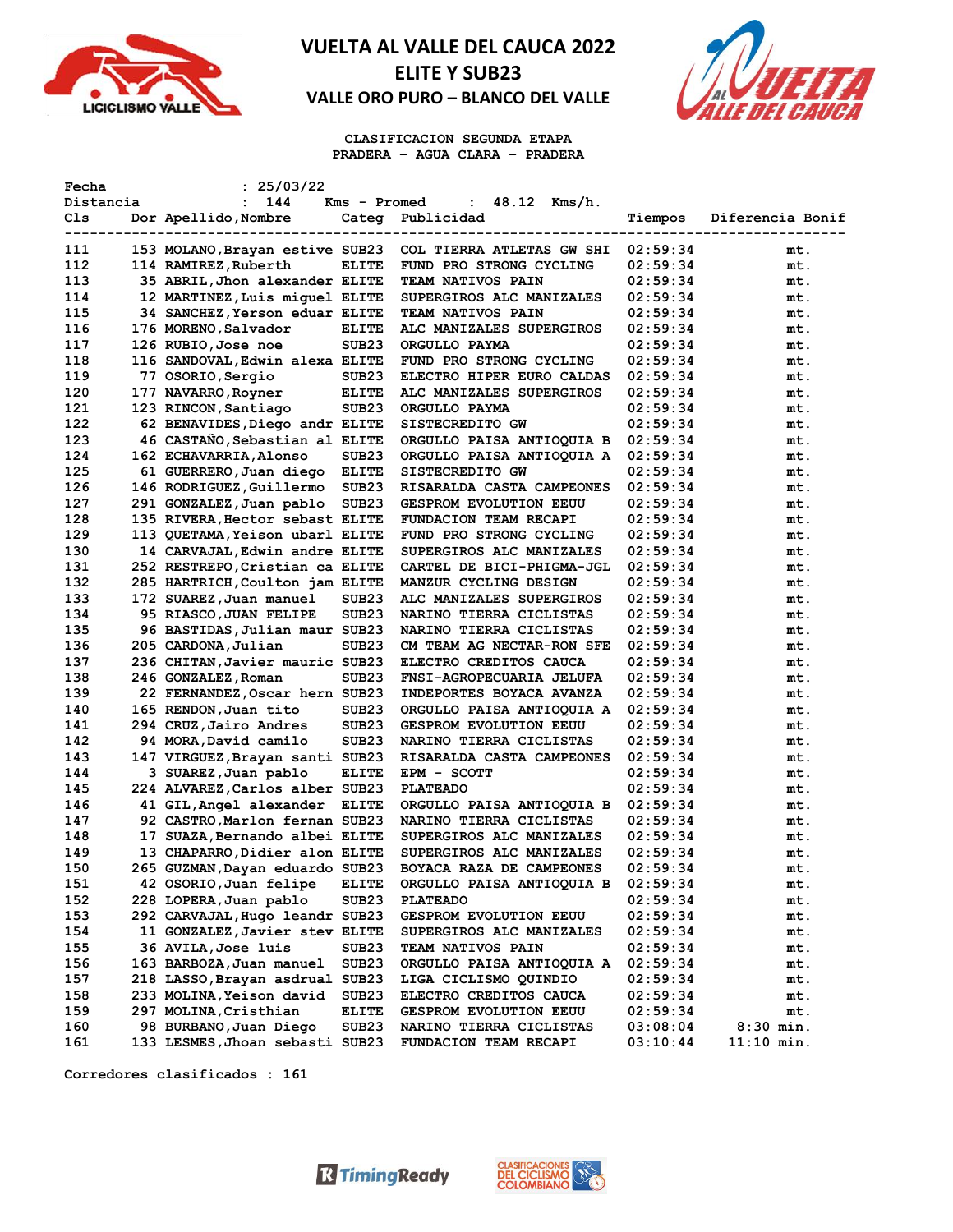# VUELTA AL VALLE DEL CAUCA 2022
## ELITE Y SUB23
### VALLE ORO PURO – BLANCO DEL VALLE

**CLASIFICACION SEGUNDA ETAPA**
**PRADERA - AGUA CLARA - PRADERA**

Fecha : 25/03/22
Distancia : 144 Kms - Promed : 48.12 Kms/h.

| Cls | Dor | Apellido,Nombre | Categ | Publicidad | Tiempos | Diferencia | Bonif |
|---|---|---|---|---|---|---|---|
| 111 | 153 | MOLANO,Brayan estive | SUB23 | COL TIERRA ATLETAS GW SHI | 02:59:34 | mt. | |
| 112 | 114 | RAMIREZ,Ruberth | ELITE | FUND PRO STRONG CYCLING | 02:59:34 | mt. | |
| 113 | 35 | ABRIL,Jhon alexander | ELITE | TEAM NATIVOS PAIN | 02:59:34 | mt. | |
| 114 | 12 | MARTINEZ,Luis miguel | ELITE | SUPERGIROS ALC MANIZALES | 02:59:34 | mt. | |
| 115 | 34 | SANCHEZ,Yerson eduar | ELITE | TEAM NATIVOS PAIN | 02:59:34 | mt. | |
| 116 | 176 | MORENO,Salvador | ELITE | ALC MANIZALES SUPERGIROS | 02:59:34 | mt. | |
| 117 | 126 | RUBIO,Jose noe | SUB23 | ORGULLO PAYMA | 02:59:34 | mt. | |
| 118 | 116 | SANDOVAL,Edwin alexa | ELITE | FUND PRO STRONG CYCLING | 02:59:34 | mt. | |
| 119 | 77 | OSORIO,Sergio | SUB23 | ELECTRO HIPER EURO CALDAS | 02:59:34 | mt. | |
| 120 | 177 | NAVARRO,Royner | ELITE | ALC MANIZALES SUPERGIROS | 02:59:34 | mt. | |
| 121 | 123 | RINCON,Santiago | SUB23 | ORGULLO PAYMA | 02:59:34 | mt. | |
| 122 | 62 | BENAVIDES,Diego andr | ELITE | SISTECREDITO GW | 02:59:34 | mt. | |
| 123 | 46 | CASTAÑO,Sebastian al | ELITE | ORGULLO PAISA ANTIOQUIA B | 02:59:34 | mt. | |
| 124 | 162 | ECHAVARRIA,Alonso | SUB23 | ORGULLO PAISA ANTIOQUIA A | 02:59:34 | mt. | |
| 125 | 61 | GUERRERO,Juan diego | ELITE | SISTECREDITO GW | 02:59:34 | mt. | |
| 126 | 146 | RODRIGUEZ,Guillermo | SUB23 | RISARALDA CASTA CAMPEONES | 02:59:34 | mt. | |
| 127 | 291 | GONZALEZ,Juan pablo | SUB23 | GESPROM EVOLUTION EEUU | 02:59:34 | mt. | |
| 128 | 135 | RIVERA,Hector sebast | ELITE | FUNDACION TEAM RECAPI | 02:59:34 | mt. | |
| 129 | 113 | QUETAMA,Yeison ubarl | ELITE | FUND PRO STRONG CYCLING | 02:59:34 | mt. | |
| 130 | 14 | CARVAJAL,Edwin andre | ELITE | SUPERGIROS ALC MANIZALES | 02:59:34 | mt. | |
| 131 | 252 | RESTREPO,Cristian ca | ELITE | CARTEL DE BICI-PHIGMA-JGL | 02:59:34 | mt. | |
| 132 | 285 | HARTRICH,Coulton jam | ELITE | MANZUR CYCLING DESIGN | 02:59:34 | mt. | |
| 133 | 172 | SUAREZ,Juan manuel | SUB23 | ALC MANIZALES SUPERGIROS | 02:59:34 | mt. | |
| 134 | 95 | RIASCO,JUAN FELIPE | SUB23 | NARINO TIERRA CICLISTAS | 02:59:34 | mt. | |
| 135 | 96 | BASTIDAS,Julian maur | SUB23 | NARINO TIERRA CICLISTAS | 02:59:34 | mt. | |
| 136 | 205 | CARDONA,Julian | SUB23 | CM TEAM AG NECTAR-RON SFE | 02:59:34 | mt. | |
| 137 | 236 | CHITAN,Javier mauric | SUB23 | ELECTRO CREDITOS CAUCA | 02:59:34 | mt. | |
| 138 | 246 | GONZALEZ,Roman | SUB23 | FNSI-AGROPECUARIA JELUFA | 02:59:34 | mt. | |
| 139 | 22 | FERNANDEZ,Oscar hern | SUB23 | INDEPORTES BOYACA AVANZA | 02:59:34 | mt. | |
| 140 | 165 | RENDON,Juan tito | SUB23 | ORGULLO PAISA ANTIOQUIA A | 02:59:34 | mt. | |
| 141 | 294 | CRUZ,Jairo Andres | SUB23 | GESPROM EVOLUTION EEUU | 02:59:34 | mt. | |
| 142 | 94 | MORA,David camilo | SUB23 | NARINO TIERRA CICLISTAS | 02:59:34 | mt. | |
| 143 | 147 | VIRGUEZ,Brayan santi | SUB23 | RISARALDA CASTA CAMPEONES | 02:59:34 | mt. | |
| 144 | 3 | SUAREZ,Juan pablo | ELITE | EPM - SCOTT | 02:59:34 | mt. | |
| 145 | 224 | ALVAREZ,Carlos alber | SUB23 | PLATEADO | 02:59:34 | mt. | |
| 146 | 41 | GIL,Angel alexander | ELITE | ORGULLO PAISA ANTIOQUIA B | 02:59:34 | mt. | |
| 147 | 92 | CASTRO,Marlon fernan | SUB23 | NARINO TIERRA CICLISTAS | 02:59:34 | mt. | |
| 148 | 17 | SUAZA,Bernando albei | ELITE | SUPERGIROS ALC MANIZALES | 02:59:34 | mt. | |
| 149 | 13 | CHAPARRO,Didier alon | ELITE | SUPERGIROS ALC MANIZALES | 02:59:34 | mt. | |
| 150 | 265 | GUZMAN,Dayan eduardo | SUB23 | BOYACA RAZA DE CAMPEONES | 02:59:34 | mt. | |
| 151 | 42 | OSORIO,Juan felipe | ELITE | ORGULLO PAISA ANTIOQUIA B | 02:59:34 | mt. | |
| 152 | 228 | LOPERA,Juan pablo | SUB23 | PLATEADO | 02:59:34 | mt. | |
| 153 | 292 | CARVAJAL,Hugo leandr | SUB23 | GESPROM EVOLUTION EEUU | 02:59:34 | mt. | |
| 154 | 11 | GONZALEZ,Javier stev | ELITE | SUPERGIROS ALC MANIZALES | 02:59:34 | mt. | |
| 155 | 36 | AVILA,Jose luis | SUB23 | TEAM NATIVOS PAIN | 02:59:34 | mt. | |
| 156 | 163 | BARBOZA,Juan manuel | SUB23 | ORGULLO PAISA ANTIOQUIA A | 02:59:34 | mt. | |
| 157 | 218 | LASSO,Brayan asdrual | SUB23 | LIGA CICLISMO QUINDIO | 02:59:34 | mt. | |
| 158 | 233 | MOLINA,Yeison david | SUB23 | ELECTRO CREDITOS CAUCA | 02:59:34 | mt. | |
| 159 | 297 | MOLINA,Cristhian | ELITE | GESPROM EVOLUTION EEUU | 02:59:34 | mt. | |
| 160 | 98 | BURBANO,Juan Diego | SUB23 | NARINO TIERRA CICLISTAS | 03:08:04 | 8:30 min. | |
| 161 | 133 | LESMES,Jhoan sebasti | SUB23 | FUNDACION TEAM RECAPI | 03:10:44 | 11:10 min. | |

Corredores clasificados : 161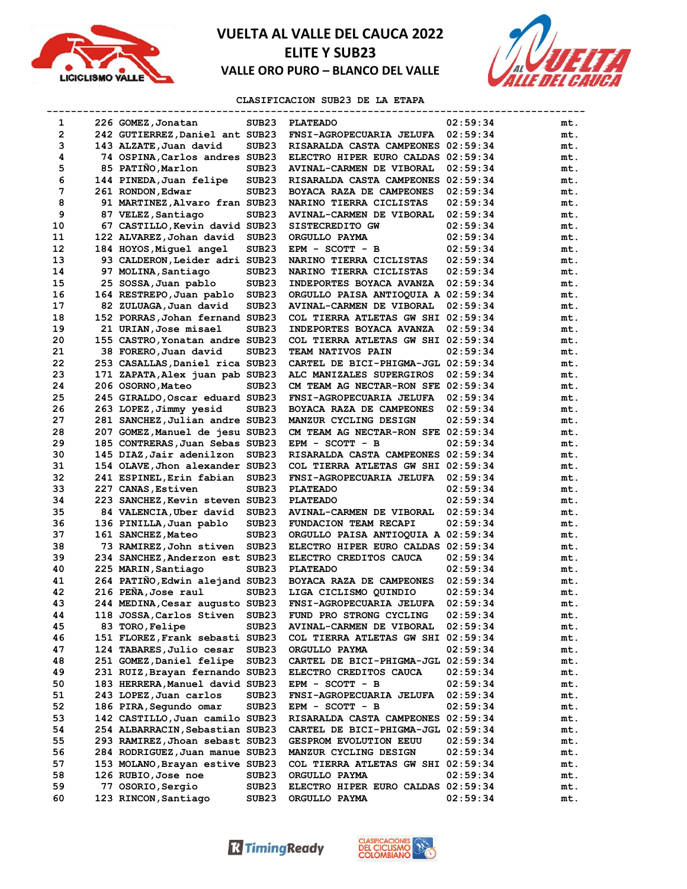# VUELTA AL VALLE DEL CAUCA 2022
## ELITE Y SUB23
### VALLE ORO PURO – BLANCO DEL VALLE

**CLASIFICACION SUB23 DE LA ETAPA**

| Pos | No. | Nombre | Cat | Equipo | Tiempo | Dif |
|---|---|---|---|---|---|---|
| 1 | 226 | GOMEZ,Jonatan | SUB23 | PLATEADO | 02:59:34 | mt. |
| 2 | 242 | GUTIERREZ,Daniel ant | SUB23 | FNSI-AGROPECUARIA JELUFA | 02:59:34 | mt. |
| 3 | 143 | ALZATE,Juan david | SUB23 | RISARALDA CASTA CAMPEONES | 02:59:34 | mt. |
| 4 | 74 | OSPINA,Carlos andres | SUB23 | ELECTRO HIPER EURO CALDAS | 02:59:34 | mt. |
| 5 | 85 | PATIÑO,Marlon | SUB23 | AVINAL-CARMEN DE VIBORAL | 02:59:34 | mt. |
| 6 | 144 | PINEDA,Juan felipe | SUB23 | RISARALDA CASTA CAMPEONES | 02:59:34 | mt. |
| 7 | 261 | RONDON,Edwar | SUB23 | BOYACA RAZA DE CAMPEONES | 02:59:34 | mt. |
| 8 | 91 | MARTINEZ,Alvaro fran | SUB23 | NARINO TIERRA CICLISTAS | 02:59:34 | mt. |
| 9 | 87 | VELEZ,Santiago | SUB23 | AVINAL-CARMEN DE VIBORAL | 02:59:34 | mt. |
| 10 | 67 | CASTILLO,Kevin david | SUB23 | SISTECREDITO GW | 02:59:34 | mt. |
| 11 | 122 | ALVAREZ,Johan david | SUB23 | ORGULLO PAYMA | 02:59:34 | mt. |
| 12 | 184 | HOYOS,Miguel angel | SUB23 | EPM - SCOTT - B | 02:59:34 | mt. |
| 13 | 93 | CALDERON,Leider adri | SUB23 | NARINO TIERRA CICLISTAS | 02:59:34 | mt. |
| 14 | 97 | MOLINA,Santiago | SUB23 | NARINO TIERRA CICLISTAS | 02:59:34 | mt. |
| 15 | 25 | SOSSA,Juan pablo | SUB23 | INDEPORTES BOYACA AVANZA | 02:59:34 | mt. |
| 16 | 164 | RESTREPO,Juan pablo | SUB23 | ORGULLO PAISA ANTIOQUIA A | 02:59:34 | mt. |
| 17 | 82 | ZULUAGA,Juan david | SUB23 | AVINAL-CARMEN DE VIBORAL | 02:59:34 | mt. |
| 18 | 152 | PORRAS,Johan fernand | SUB23 | COL TIERRA ATLETAS GW SHI | 02:59:34 | mt. |
| 19 | 21 | URIAN,Jose misael | SUB23 | INDEPORTES BOYACA AVANZA | 02:59:34 | mt. |
| 20 | 155 | CASTRO,Yonatan andre | SUB23 | COL TIERRA ATLETAS GW SHI | 02:59:34 | mt. |
| 21 | 38 | FORERO,Juan david | SUB23 | TEAM NATIVOS PAIN | 02:59:34 | mt. |
| 22 | 253 | CASALLAS,Daniel rica | SUB23 | CARTEL DE BICI-PHIGMA-JGL | 02:59:34 | mt. |
| 23 | 171 | ZAPATA,Alex juan pab | SUB23 | ALC MANIZALES SUPERGIROS | 02:59:34 | mt. |
| 24 | 206 | OSORNO,Mateo | SUB23 | CM TEAM AG NECTAR-RON SFE | 02:59:34 | mt. |
| 25 | 245 | GIRALDO,Oscar eduard | SUB23 | FNSI-AGROPECUARIA JELUFA | 02:59:34 | mt. |
| 26 | 263 | LOPEZ,Jimmy yesid | SUB23 | BOYACA RAZA DE CAMPEONES | 02:59:34 | mt. |
| 27 | 281 | SANCHEZ,Julian andre | SUB23 | MANZUR CYCLING DESIGN | 02:59:34 | mt. |
| 28 | 207 | GOMEZ,Manuel de jesu | SUB23 | CM TEAM AG NECTAR-RON SFE | 02:59:34 | mt. |
| 29 | 185 | CONTRERAS,Juan Sebas | SUB23 | EPM - SCOTT - B | 02:59:34 | mt. |
| 30 | 145 | DIAZ,Jair adenilzon | SUB23 | RISARALDA CASTA CAMPEONES | 02:59:34 | mt. |
| 31 | 154 | OLAVE,Jhon alexander | SUB23 | COL TIERRA ATLETAS GW SHI | 02:59:34 | mt. |
| 32 | 241 | ESPINEL,Erin fabian | SUB23 | FNSI-AGROPECUARIA JELUFA | 02:59:34 | mt. |
| 33 | 227 | CANAS,Estiven | SUB23 | PLATEADO | 02:59:34 | mt. |
| 34 | 223 | SANCHEZ,Kevin steven | SUB23 | PLATEADO | 02:59:34 | mt. |
| 35 | 84 | VALENCIA,Uber david | SUB23 | AVINAL-CARMEN DE VIBORAL | 02:59:34 | mt. |
| 36 | 136 | PINILLA,Juan pablo | SUB23 | FUNDACION TEAM RECAPI | 02:59:34 | mt. |
| 37 | 161 | SANCHEZ,Mateo | SUB23 | ORGULLO PAISA ANTIOQUIA A | 02:59:34 | mt. |
| 38 | 73 | RAMIREZ,John stiven | SUB23 | ELECTRO HIPER EURO CALDAS | 02:59:34 | mt. |
| 39 | 234 | SANCHEZ,Anderzon est | SUB23 | ELECTRO CREDITOS CAUCA | 02:59:34 | mt. |
| 40 | 225 | MARIN,Santiago | SUB23 | PLATEADO | 02:59:34 | mt. |
| 41 | 264 | PATIÑO,Edwin alejand | SUB23 | BOYACA RAZA DE CAMPEONES | 02:59:34 | mt. |
| 42 | 216 | PEÑA,Jose raul | SUB23 | LIGA CICLISMO QUINDIO | 02:59:34 | mt. |
| 43 | 244 | MEDINA,Cesar augusto | SUB23 | FNSI-AGROPECUARIA JELUFA | 02:59:34 | mt. |
| 44 | 118 | JOSSA,Carlos Stiven | SUB23 | FUND PRO STRONG CYCLING | 02:59:34 | mt. |
| 45 | 83 | TORO,Felipe | SUB23 | AVINAL-CARMEN DE VIBORAL | 02:59:34 | mt. |
| 46 | 151 | FLOREZ,Frank sebasti | SUB23 | COL TIERRA ATLETAS GW SHI | 02:59:34 | mt. |
| 47 | 124 | TABARES,Julio cesar | SUB23 | ORGULLO PAYMA | 02:59:34 | mt. |
| 48 | 251 | GOMEZ,Daniel felipe | SUB23 | CARTEL DE BICI-PHIGMA-JGL | 02:59:34 | mt. |
| 49 | 231 | RUIZ,Brayan fernando | SUB23 | ELECTRO CREDITOS CAUCA | 02:59:34 | mt. |
| 50 | 183 | HERRERA,Manuel david | SUB23 | EPM - SCOTT - B | 02:59:34 | mt. |
| 51 | 243 | LOPEZ,Juan carlos | SUB23 | FNSI-AGROPECUARIA JELUFA | 02:59:34 | mt. |
| 52 | 186 | PIRA,Segundo omar | SUB23 | EPM - SCOTT - B | 02:59:34 | mt. |
| 53 | 142 | CASTILLO,Juan camilo | SUB23 | RISARALDA CASTA CAMPEONES | 02:59:34 | mt. |
| 54 | 254 | ALBARRACIN,Sebastian | SUB23 | CARTEL DE BICI-PHIGMA-JGL | 02:59:34 | mt. |
| 55 | 293 | RAMIREZ,Jhoan sebast | SUB23 | GESPROM EVOLUTION EEUU | 02:59:34 | mt. |
| 56 | 284 | RODRIGUEZ,Juan manue | SUB23 | MANZUR CYCLING DESIGN | 02:59:34 | mt. |
| 57 | 153 | MOLANO,Brayan estive | SUB23 | COL TIERRA ATLETAS GW SHI | 02:59:34 | mt. |
| 58 | 126 | RUBIO,Jose noe | SUB23 | ORGULLO PAYMA | 02:59:34 | mt. |
| 59 | 77 | OSORIO,Sergio | SUB23 | ELECTRO HIPER EURO CALDAS | 02:59:34 | mt. |
| 60 | 123 | RINCON,Santiago | SUB23 | ORGULLO PAYMA | 02:59:34 | mt. |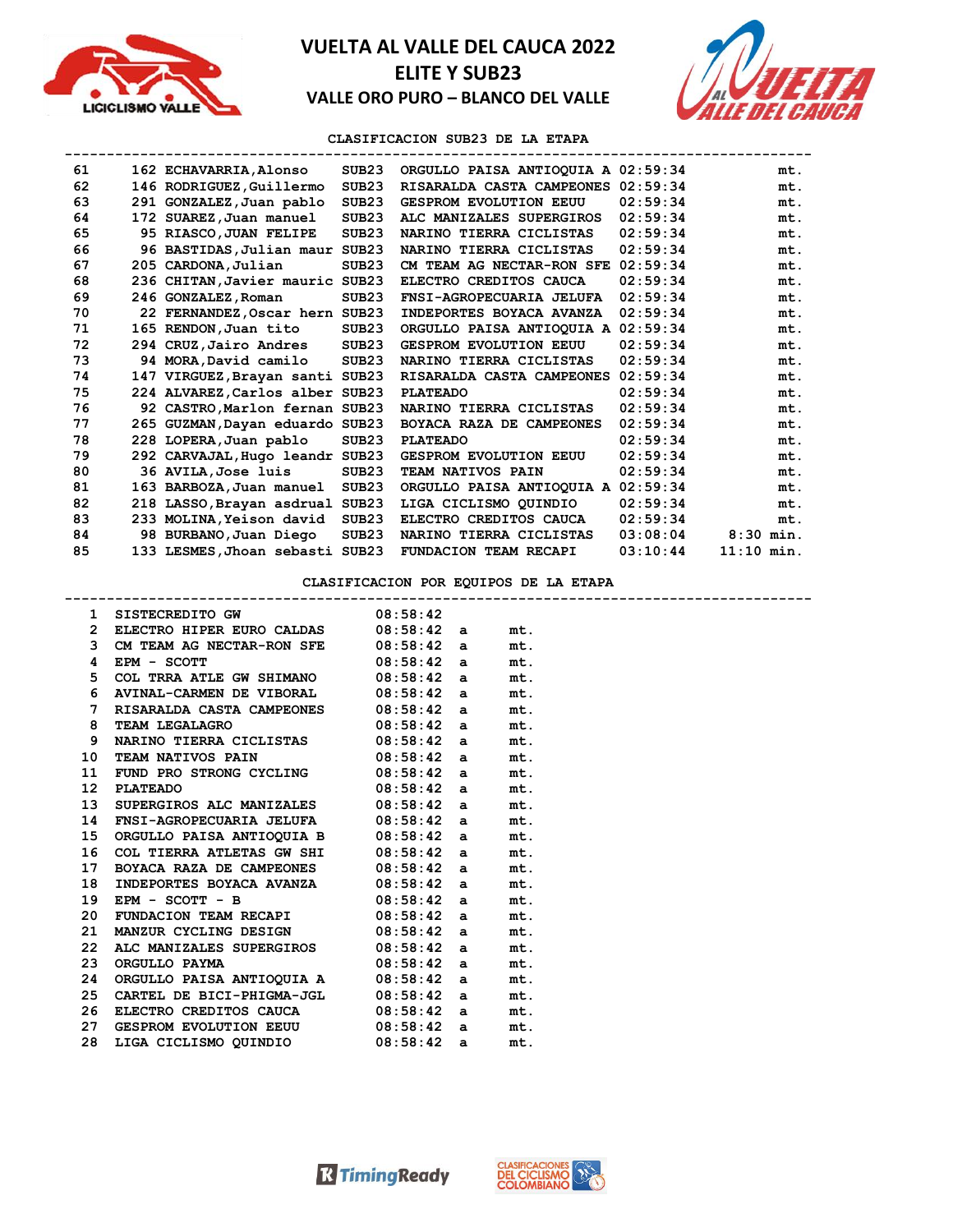# VUELTA AL VALLE DEL CAUCA 2022
## ELITE Y SUB23
### VALLE ORO PURO – BLANCO DEL VALLE

**CLASIFICACION SUB23 DE LA ETAPA**

| Pos | Dorsal | Nombre | Cat | Equipo | Tiempo | Dif |
|---|---|---|---|---|---|---|
| 61 | 162 | ECHAVARRIA,Alonso | SUB23 | ORGULLO PAISA ANTIOQUIA A | 02:59:34 | mt. |
| 62 | 146 | RODRIGUEZ,Guillermo | SUB23 | RISARALDA CASTA CAMPEONES | 02:59:34 | mt. |
| 63 | 291 | GONZALEZ,Juan pablo | SUB23 | GESPROM EVOLUTION EEUU | 02:59:34 | mt. |
| 64 | 172 | SUAREZ,Juan manuel | SUB23 | ALC MANIZALES SUPERGIROS | 02:59:34 | mt. |
| 65 | 95 | RIASCO,JUAN FELIPE | SUB23 | NARINO TIERRA CICLISTAS | 02:59:34 | mt. |
| 66 | 96 | BASTIDAS,Julian maur | SUB23 | NARINO TIERRA CICLISTAS | 02:59:34 | mt. |
| 67 | 205 | CARDONA,Julian | SUB23 | CM TEAM AG NECTAR-RON SFE | 02:59:34 | mt. |
| 68 | 236 | CHITAN,Javier mauric | SUB23 | ELECTRO CREDITOS CAUCA | 02:59:34 | mt. |
| 69 | 246 | GONZALEZ,Roman | SUB23 | FNSI-AGROPECUARIA JELUFA | 02:59:34 | mt. |
| 70 | 22 | FERNANDEZ,Oscar hern | SUB23 | INDEPORTES BOYACA AVANZA | 02:59:34 | mt. |
| 71 | 165 | RENDON,Juan tito | SUB23 | ORGULLO PAISA ANTIOQUIA A | 02:59:34 | mt. |
| 72 | 294 | CRUZ,Jairo Andres | SUB23 | GESPROM EVOLUTION EEUU | 02:59:34 | mt. |
| 73 | 94 | MORA,David camilo | SUB23 | NARINO TIERRA CICLISTAS | 02:59:34 | mt. |
| 74 | 147 | VIRGUEZ,Brayan santi | SUB23 | RISARALDA CASTA CAMPEONES | 02:59:34 | mt. |
| 75 | 224 | ALVAREZ,Carlos alber | SUB23 | PLATEADO | 02:59:34 | mt. |
| 76 | 92 | CASTRO,Marlon fernan | SUB23 | NARINO TIERRA CICLISTAS | 02:59:34 | mt. |
| 77 | 265 | GUZMAN,Dayan eduardo | SUB23 | BOYACA RAZA DE CAMPEONES | 02:59:34 | mt. |
| 78 | 228 | LOPERA,Juan pablo | SUB23 | PLATEADO | 02:59:34 | mt. |
| 79 | 292 | CARVAJAL,Hugo leandr | SUB23 | GESPROM EVOLUTION EEUU | 02:59:34 | mt. |
| 80 | 36 | AVILA,Jose luis | SUB23 | TEAM NATIVOS PAIN | 02:59:34 | mt. |
| 81 | 163 | BARBOZA,Juan manuel | SUB23 | ORGULLO PAISA ANTIOQUIA A | 02:59:34 | mt. |
| 82 | 218 | LASSO,Brayan asdrual | SUB23 | LIGA CICLISMO QUINDIO | 02:59:34 | mt. |
| 83 | 233 | MOLINA,Yeison david | SUB23 | ELECTRO CREDITOS CAUCA | 02:59:34 | mt. |
| 84 | 98 | BURBANO,Juan Diego | SUB23 | NARINO TIERRA CICLISTAS | 03:08:04 | 8:30 min. |
| 85 | 133 | LESMES,Jhoan sebasti | SUB23 | FUNDACION TEAM RECAPI | 03:10:44 | 11:10 min. |

**CLASIFICACION POR EQUIPOS DE LA ETAPA**

| Pos | Equipo | Tiempo | | Dif |
|---|---|---|---|---|
| 1 | SISTECREDITO GW | 08:58:42 | | |
| 2 | ELECTRO HIPER EURO CALDAS | 08:58:42 | a | mt. |
| 3 | CM TEAM AG NECTAR-RON SFE | 08:58:42 | a | mt. |
| 4 | EPM - SCOTT | 08:58:42 | a | mt. |
| 5 | COL TRRA ATLE GW SHIMANO | 08:58:42 | a | mt. |
| 6 | AVINAL-CARMEN DE VIBORAL | 08:58:42 | a | mt. |
| 7 | RISARALDA CASTA CAMPEONES | 08:58:42 | a | mt. |
| 8 | TEAM LEGALAGRO | 08:58:42 | a | mt. |
| 9 | NARINO TIERRA CICLISTAS | 08:58:42 | a | mt. |
| 10 | TEAM NATIVOS PAIN | 08:58:42 | a | mt. |
| 11 | FUND PRO STRONG CYCLING | 08:58:42 | a | mt. |
| 12 | PLATEADO | 08:58:42 | a | mt. |
| 13 | SUPERGIROS ALC MANIZALES | 08:58:42 | a | mt. |
| 14 | FNSI-AGROPECUARIA JELUFA | 08:58:42 | a | mt. |
| 15 | ORGULLO PAISA ANTIOQUIA B | 08:58:42 | a | mt. |
| 16 | COL TIERRA ATLETAS GW SHI | 08:58:42 | a | mt. |
| 17 | BOYACA RAZA DE CAMPEONES | 08:58:42 | a | mt. |
| 18 | INDEPORTES BOYACA AVANZA | 08:58:42 | a | mt. |
| 19 | EPM - SCOTT - B | 08:58:42 | a | mt. |
| 20 | FUNDACION TEAM RECAPI | 08:58:42 | a | mt. |
| 21 | MANZUR CYCLING DESIGN | 08:58:42 | a | mt. |
| 22 | ALC MANIZALES SUPERGIROS | 08:58:42 | a | mt. |
| 23 | ORGULLO PAYMA | 08:58:42 | a | mt. |
| 24 | ORGULLO PAISA ANTIOQUIA A | 08:58:42 | a | mt. |
| 25 | CARTEL DE BICI-PHIGMA-JGL | 08:58:42 | a | mt. |
| 26 | ELECTRO CREDITOS CAUCA | 08:58:42 | a | mt. |
| 27 | GESPROM EVOLUTION EEUU | 08:58:42 | a | mt. |
| 28 | LIGA CICLISMO QUINDIO | 08:58:42 | a | mt. |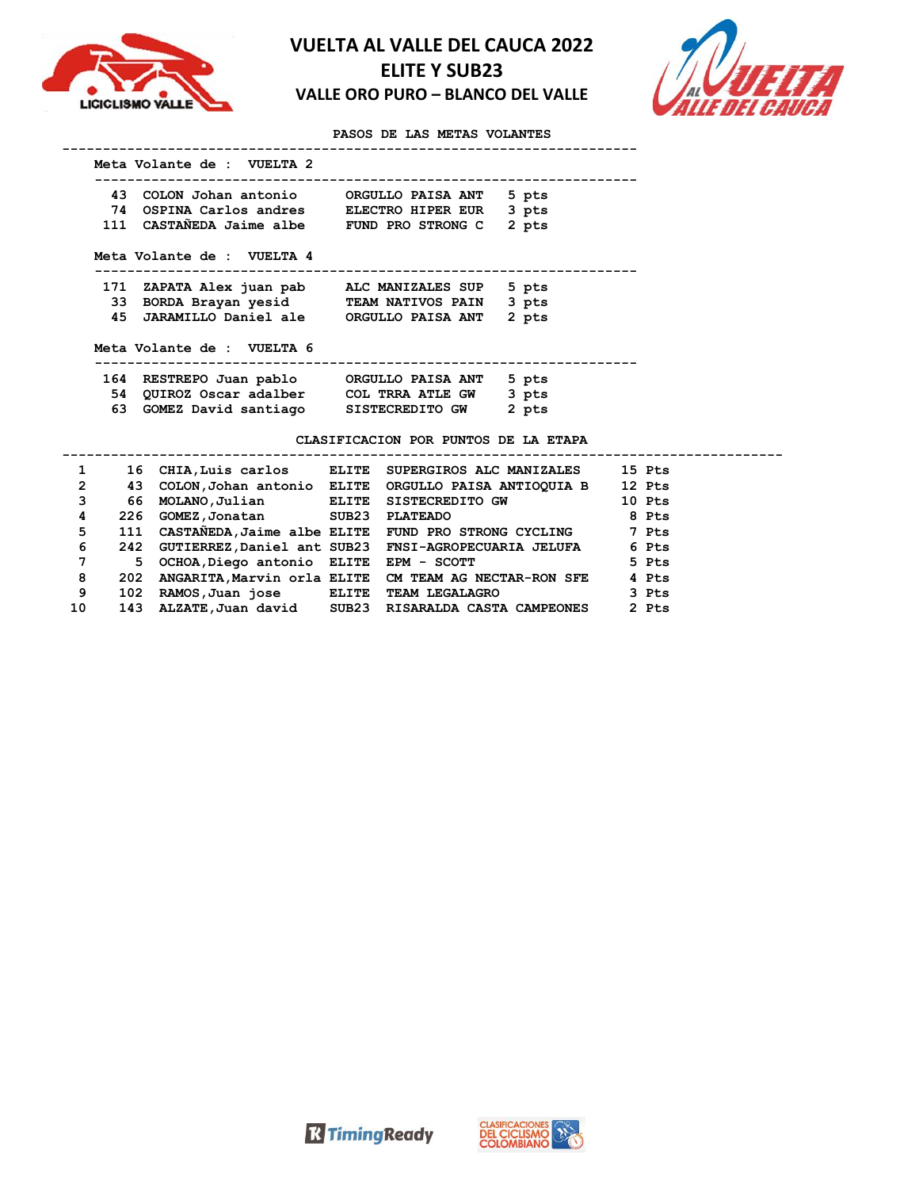# VUELTA AL VALLE DEL CAUCA 2022

## ELITE Y SUB23

### VALLE ORO PURO – BLANCO DEL VALLE

**PASOS DE LAS METAS VOLANTES**

**Meta Volante de : VUELTA 2**

| Dorsal | Corredor | Equipo | Puntos |
|---|---|---|---|
| 43 | COLON Johan antonio | ORGULLO PAISA ANT | 5 pts |
| 74 | OSPINA Carlos andres | ELECTRO HIPER EUR | 3 pts |
| 111 | CASTAÑEDA Jaime albe | FUND PRO STRONG C | 2 pts |

**Meta Volante de : VUELTA 4**

| Dorsal | Corredor | Equipo | Puntos |
|---|---|---|---|
| 171 | ZAPATA Alex juan pab | ALC MANIZALES SUP | 5 pts |
| 33 | BORDA Brayan yesid | TEAM NATIVOS PAIN | 3 pts |
| 45 | JARAMILLO Daniel ale | ORGULLO PAISA ANT | 2 pts |

**Meta Volante de : VUELTA 6**

| Dorsal | Corredor | Equipo | Puntos |
|---|---|---|---|
| 164 | RESTREPO Juan pablo | ORGULLO PAISA ANT | 5 pts |
| 54 | QUIROZ Oscar adalber | COL TRRA ATLE GW | 3 pts |
| 63 | GOMEZ David santiago | SISTECREDITO GW | 2 pts |

**CLASIFICACION POR PUNTOS DE LA ETAPA**

| Pos | Dorsal | Corredor | Cat. | Equipo | Puntos |
|---|---|---|---|---|---|
| 1 | 16 | CHIA,Luis carlos | ELITE | SUPERGIROS ALC MANIZALES | 15 Pts |
| 2 | 43 | COLON,Johan antonio | ELITE | ORGULLO PAISA ANTIOQUIA B | 12 Pts |
| 3 | 66 | MOLANO,Julian | ELITE | SISTECREDITO GW | 10 Pts |
| 4 | 226 | GOMEZ,Jonatan | SUB23 | PLATEADO | 8 Pts |
| 5 | 111 | CASTAÑEDA,Jaime albe | ELITE | FUND PRO STRONG CYCLING | 7 Pts |
| 6 | 242 | GUTIERREZ,Daniel ant | SUB23 | FNSI-AGROPECUARIA JELUFA | 6 Pts |
| 7 | 5 | OCHOA,Diego antonio | ELITE | EPM - SCOTT | 5 Pts |
| 8 | 202 | ANGARITA,Marvin orla | ELITE | CM TEAM AG NECTAR-RON SFE | 4 Pts |
| 9 | 102 | RAMOS,Juan jose | ELITE | TEAM LEGALAGRO | 3 Pts |
| 10 | 143 | ALZATE,Juan david | SUB23 | RISARALDA CASTA CAMPEONES | 2 Pts |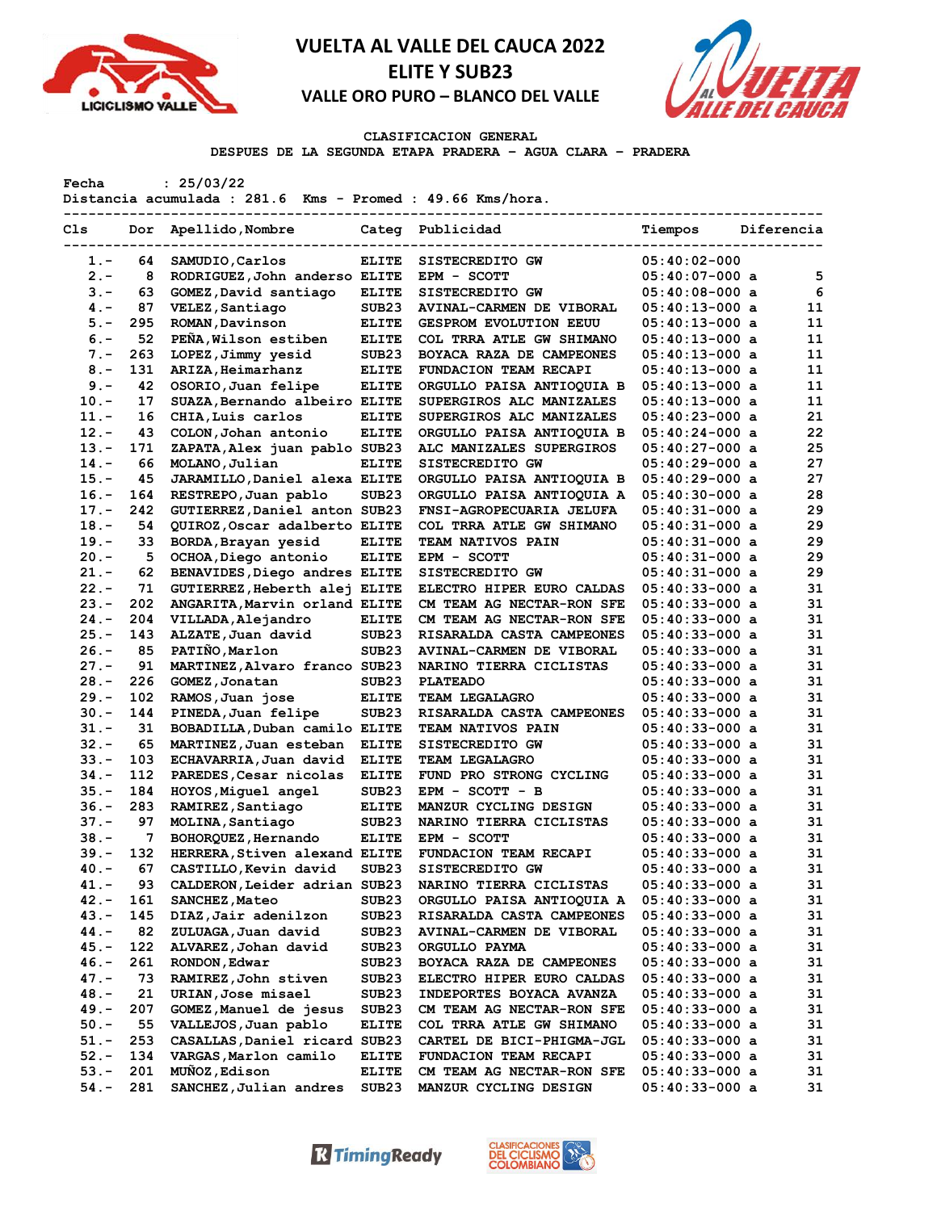# VUELTA AL VALLE DEL CAUCA 2022

## ELITE Y SUB23

### VALLE ORO PURO – BLANCO DEL VALLE

**CLASIFICACION GENERAL**

**DESPUES DE LA SEGUNDA ETAPA PRADERA - AGUA CLARA - PRADERA**

Fecha : 25/03/22
Distancia acumulada : 281.6 Kms - Promed : 49.66 Kms/hora.

| Cls | Dor | Apellido,Nombre | Categ | Publicidad | Tiempos | Diferencia |
|---|---|---|---|---|---|---|
| 1.- | 64 | SAMUDIO,Carlos | ELITE | SISTECREDITO GW | 05:40:02-000 | |
| 2.- | 8 | RODRIGUEZ,John anderso | ELITE | EPM - SCOTT | 05:40:07-000 a | 5 |
| 3.- | 63 | GOMEZ,David santiago | ELITE | SISTECREDITO GW | 05:40:08-000 a | 6 |
| 4.- | 87 | VELEZ,Santiago | SUB23 | AVINAL-CARMEN DE VIBORAL | 05:40:13-000 a | 11 |
| 5.- | 295 | ROMAN,Davinson | ELITE | GESPROM EVOLUTION EEUU | 05:40:13-000 a | 11 |
| 6.- | 52 | PEÑA,Wilson estiben | ELITE | COL TRRA ATLE GW SHIMANO | 05:40:13-000 a | 11 |
| 7.- | 263 | LOPEZ,Jimmy yesid | SUB23 | BOYACA RAZA DE CAMPEONES | 05:40:13-000 a | 11 |
| 8.- | 131 | ARIZA,Heimarhanz | ELITE | FUNDACION TEAM RECAPI | 05:40:13-000 a | 11 |
| 9.- | 42 | OSORIO,Juan felipe | ELITE | ORGULLO PAISA ANTIOQUIA B | 05:40:13-000 a | 11 |
| 10.- | 17 | SUAZA,Bernando albeiro | ELITE | SUPERGIROS ALC MANIZALES | 05:40:13-000 a | 11 |
| 11.- | 16 | CHIA,Luis carlos | ELITE | SUPERGIROS ALC MANIZALES | 05:40:23-000 a | 21 |
| 12.- | 43 | COLON,Johan antonio | ELITE | ORGULLO PAISA ANTIOQUIA B | 05:40:24-000 a | 22 |
| 13.- | 171 | ZAPATA,Alex juan pablo | SUB23 | ALC MANIZALES SUPERGIROS | 05:40:27-000 a | 25 |
| 14.- | 66 | MOLANO,Julian | ELITE | SISTECREDITO GW | 05:40:29-000 a | 27 |
| 15.- | 45 | JARAMILLO,Daniel alexa | ELITE | ORGULLO PAISA ANTIOQUIA B | 05:40:29-000 a | 27 |
| 16.- | 164 | RESTREPO,Juan pablo | SUB23 | ORGULLO PAISA ANTIOQUIA A | 05:40:30-000 a | 28 |
| 17.- | 242 | GUTIERREZ,Daniel anton | SUB23 | FNSI-AGROPECUARIA JELUFA | 05:40:31-000 a | 29 |
| 18.- | 54 | QUIROZ,Oscar adalberto | ELITE | COL TRRA ATLE GW SHIMANO | 05:40:31-000 a | 29 |
| 19.- | 33 | BORDA,Brayan yesid | ELITE | TEAM NATIVOS PAIN | 05:40:31-000 a | 29 |
| 20.- | 5 | OCHOA,Diego antonio | ELITE | EPM - SCOTT | 05:40:31-000 a | 29 |
| 21.- | 62 | BENAVIDES,Diego andres | ELITE | SISTECREDITO GW | 05:40:31-000 a | 29 |
| 22.- | 71 | GUTIERREZ,Heberth alej | ELITE | ELECTRO HIPER EURO CALDAS | 05:40:33-000 a | 31 |
| 23.- | 202 | ANGARITA,Marvin orland | ELITE | CM TEAM AG NECTAR-RON SFE | 05:40:33-000 a | 31 |
| 24.- | 204 | VILLADA,Alejandro | ELITE | CM TEAM AG NECTAR-RON SFE | 05:40:33-000 a | 31 |
| 25.- | 143 | ALZATE,Juan david | SUB23 | RISARALDA CASTA CAMPEONES | 05:40:33-000 a | 31 |
| 26.- | 85 | PATIÑO,Marlon | SUB23 | AVINAL-CARMEN DE VIBORAL | 05:40:33-000 a | 31 |
| 27.- | 91 | MARTINEZ,Alvaro franco | SUB23 | NARINO TIERRA CICLISTAS | 05:40:33-000 a | 31 |
| 28.- | 226 | GOMEZ,Jonatan | SUB23 | PLATEADO | 05:40:33-000 a | 31 |
| 29.- | 102 | RAMOS,Juan jose | ELITE | TEAM LEGALAGRO | 05:40:33-000 a | 31 |
| 30.- | 144 | PINEDA,Juan felipe | SUB23 | RISARALDA CASTA CAMPEONES | 05:40:33-000 a | 31 |
| 31.- | 31 | BOBADILLA,Duban camilo | ELITE | TEAM NATIVOS PAIN | 05:40:33-000 a | 31 |
| 32.- | 65 | MARTINEZ,Juan esteban | ELITE | SISTECREDITO GW | 05:40:33-000 a | 31 |
| 33.- | 103 | ECHAVARRIA,Juan david | ELITE | TEAM LEGALAGRO | 05:40:33-000 a | 31 |
| 34.- | 112 | PAREDES,Cesar nicolas | ELITE | FUND PRO STRONG CYCLING | 05:40:33-000 a | 31 |
| 35.- | 184 | HOYOS,Miguel angel | SUB23 | EPM - SCOTT - B | 05:40:33-000 a | 31 |
| 36.- | 283 | RAMIREZ,Santiago | ELITE | MANZUR CYCLING DESIGN | 05:40:33-000 a | 31 |
| 37.- | 97 | MOLINA,Santiago | SUB23 | NARINO TIERRA CICLISTAS | 05:40:33-000 a | 31 |
| 38.- | 7 | BOHORQUEZ,Hernando | ELITE | EPM - SCOTT | 05:40:33-000 a | 31 |
| 39.- | 132 | HERRERA,Stiven alexand | ELITE | FUNDACION TEAM RECAPI | 05:40:33-000 a | 31 |
| 40.- | 67 | CASTILLO,Kevin david | SUB23 | SISTECREDITO GW | 05:40:33-000 a | 31 |
| 41.- | 93 | CALDERON,Leider adrian | SUB23 | NARINO TIERRA CICLISTAS | 05:40:33-000 a | 31 |
| 42.- | 161 | SANCHEZ,Mateo | SUB23 | ORGULLO PAISA ANTIOQUIA A | 05:40:33-000 a | 31 |
| 43.- | 145 | DIAZ,Jair adenilzon | SUB23 | RISARALDA CASTA CAMPEONES | 05:40:33-000 a | 31 |
| 44.- | 82 | ZULUAGA,Juan david | SUB23 | AVINAL-CARMEN DE VIBORAL | 05:40:33-000 a | 31 |
| 45.- | 122 | ALVAREZ,Johan david | SUB23 | ORGULLO PAYMA | 05:40:33-000 a | 31 |
| 46.- | 261 | RONDON,Edwar | SUB23 | BOYACA RAZA DE CAMPEONES | 05:40:33-000 a | 31 |
| 47.- | 73 | RAMIREZ,John stiven | SUB23 | ELECTRO HIPER EURO CALDAS | 05:40:33-000 a | 31 |
| 48.- | 21 | URIAN,Jose misael | SUB23 | INDEPORTES BOYACA AVANZA | 05:40:33-000 a | 31 |
| 49.- | 207 | GOMEZ,Manuel de jesus | SUB23 | CM TEAM AG NECTAR-RON SFE | 05:40:33-000 a | 31 |
| 50.- | 55 | VALLEJOS,Juan pablo | ELITE | COL TRRA ATLE GW SHIMANO | 05:40:33-000 a | 31 |
| 51.- | 253 | CASALLAS,Daniel ricard | SUB23 | CARTEL DE BICI-PHIGMA-JGL | 05:40:33-000 a | 31 |
| 52.- | 134 | VARGAS,Marlon camilo | ELITE | FUNDACION TEAM RECAPI | 05:40:33-000 a | 31 |
| 53.- | 201 | MUÑOZ,Edison | ELITE | CM TEAM AG NECTAR-RON SFE | 05:40:33-000 a | 31 |
| 54.- | 281 | SANCHEZ,Julian andres | SUB23 | MANZUR CYCLING DESIGN | 05:40:33-000 a | 31 |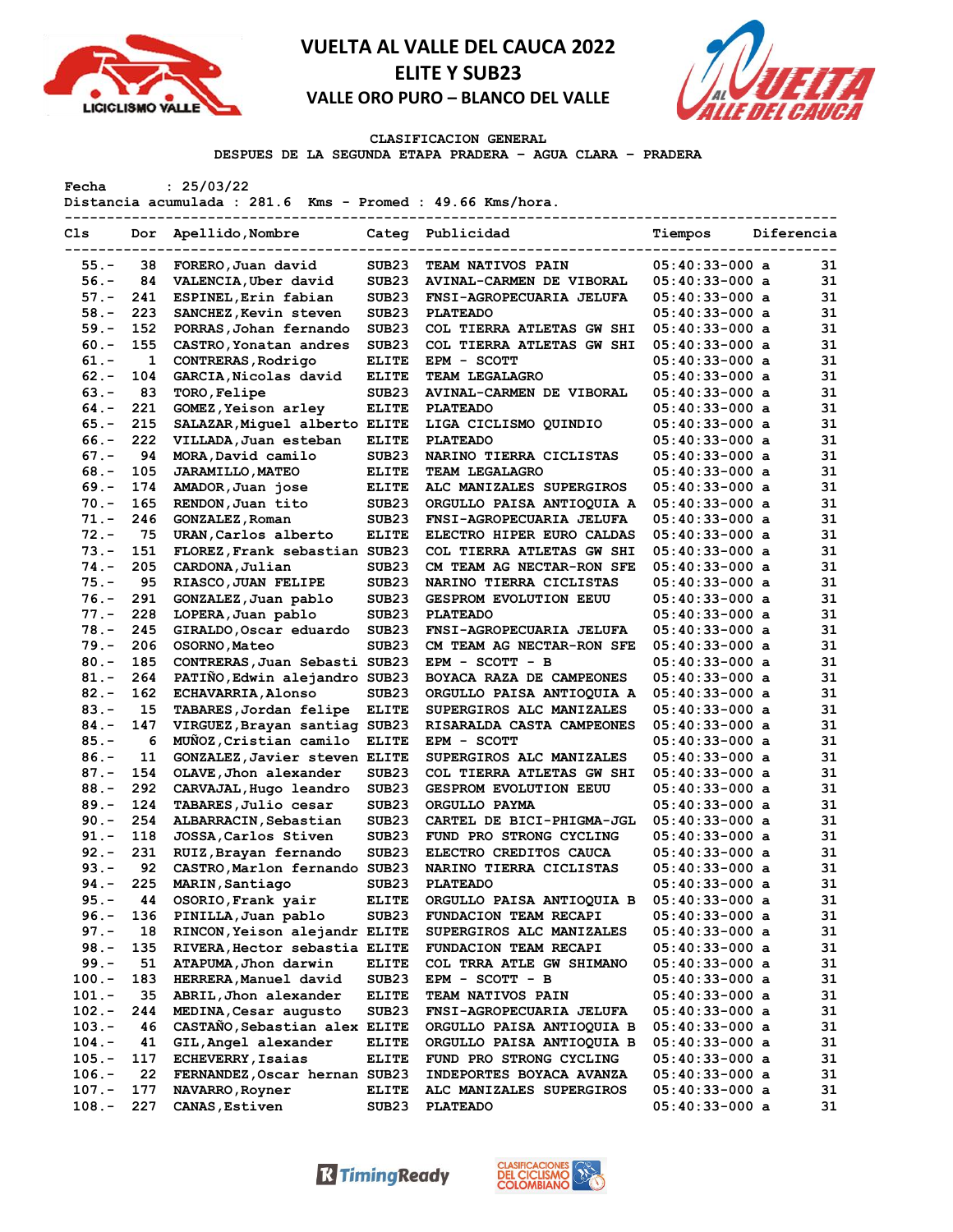# VUELTA AL VALLE DEL CAUCA 2022

## ELITE Y SUB23

### VALLE ORO PURO – BLANCO DEL VALLE

CLASIFICACION GENERAL

DESPUES DE LA SEGUNDA ETAPA PRADERA – AGUA CLARA – PRADERA

Fecha : 25/03/22

Distancia acumulada : 281.6 Kms - Promed : 49.66 Kms/hora.

| Cls | Dor | Apellido,Nombre | Categ | Publicidad | Tiempos | Diferencia |
|---|---|---|---|---|---|---|
| 55.- | 38 | FORERO,Juan david | SUB23 | TEAM NATIVOS PAIN | 05:40:33-000 a | 31 |
| 56.- | 84 | VALENCIA,Uber david | SUB23 | AVINAL-CARMEN DE VIBORAL | 05:40:33-000 a | 31 |
| 57.- | 241 | ESPINEL,Erin fabian | SUB23 | FNSI-AGROPECUARIA JELUFA | 05:40:33-000 a | 31 |
| 58.- | 223 | SANCHEZ,Kevin steven | SUB23 | PLATEADO | 05:40:33-000 a | 31 |
| 59.- | 152 | PORRAS,Johan fernando | SUB23 | COL TIERRA ATLETAS GW SHI | 05:40:33-000 a | 31 |
| 60.- | 155 | CASTRO,Yonatan andres | SUB23 | COL TIERRA ATLETAS GW SHI | 05:40:33-000 a | 31 |
| 61.- | 1 | CONTRERAS,Rodrigo | ELITE | EPM - SCOTT | 05:40:33-000 a | 31 |
| 62.- | 104 | GARCIA,Nicolas david | ELITE | TEAM LEGALAGRO | 05:40:33-000 a | 31 |
| 63.- | 83 | TORO,Felipe | SUB23 | AVINAL-CARMEN DE VIBORAL | 05:40:33-000 a | 31 |
| 64.- | 221 | GOMEZ,Yeison arley | ELITE | PLATEADO | 05:40:33-000 a | 31 |
| 65.- | 215 | SALAZAR,Miguel alberto | ELITE | LIGA CICLISMO QUINDIO | 05:40:33-000 a | 31 |
| 66.- | 222 | VILLADA,Juan esteban | ELITE | PLATEADO | 05:40:33-000 a | 31 |
| 67.- | 94 | MORA,David camilo | SUB23 | NARINO TIERRA CICLISTAS | 05:40:33-000 a | 31 |
| 68.- | 105 | JARAMILLO,MATEO | ELITE | TEAM LEGALAGRO | 05:40:33-000 a | 31 |
| 69.- | 174 | AMADOR,Juan jose | ELITE | ALC MANIZALES SUPERGIROS | 05:40:33-000 a | 31 |
| 70.- | 165 | RENDON,Juan tito | SUB23 | ORGULLO PAISA ANTIOQUIA A | 05:40:33-000 a | 31 |
| 71.- | 246 | GONZALEZ,Roman | SUB23 | FNSI-AGROPECUARIA JELUFA | 05:40:33-000 a | 31 |
| 72.- | 75 | URAN,Carlos alberto | ELITE | ELECTRO HIPER EURO CALDAS | 05:40:33-000 a | 31 |
| 73.- | 151 | FLOREZ,Frank sebastian | SUB23 | COL TIERRA ATLETAS GW SHI | 05:40:33-000 a | 31 |
| 74.- | 205 | CARDONA,Julian | SUB23 | CM TEAM AG NECTAR-RON SFE | 05:40:33-000 a | 31 |
| 75.- | 95 | RIASCO,JUAN FELIPE | SUB23 | NARINO TIERRA CICLISTAS | 05:40:33-000 a | 31 |
| 76.- | 291 | GONZALEZ,Juan pablo | SUB23 | GESPROM EVOLUTION EEUU | 05:40:33-000 a | 31 |
| 77.- | 228 | LOPERA,Juan pablo | SUB23 | PLATEADO | 05:40:33-000 a | 31 |
| 78.- | 245 | GIRALDO,Oscar eduardo | SUB23 | FNSI-AGROPECUARIA JELUFA | 05:40:33-000 a | 31 |
| 79.- | 206 | OSORNO,Mateo | SUB23 | CM TEAM AG NECTAR-RON SFE | 05:40:33-000 a | 31 |
| 80.- | 185 | CONTRERAS,Juan Sebasti | SUB23 | EPM - SCOTT - B | 05:40:33-000 a | 31 |
| 81.- | 264 | PATIÑO,Edwin alejandro | SUB23 | BOYACA RAZA DE CAMPEONES | 05:40:33-000 a | 31 |
| 82.- | 162 | ECHAVARRIA,Alonso | SUB23 | ORGULLO PAISA ANTIOQUIA A | 05:40:33-000 a | 31 |
| 83.- | 15 | TABARES,Jordan felipe | ELITE | SUPERGIROS ALC MANIZALES | 05:40:33-000 a | 31 |
| 84.- | 147 | VIRGUEZ,Brayan santiag | SUB23 | RISARALDA CASTA CAMPEONES | 05:40:33-000 a | 31 |
| 85.- | 6 | MUÑOZ,Cristian camilo | ELITE | EPM - SCOTT | 05:40:33-000 a | 31 |
| 86.- | 11 | GONZALEZ,Javier steven | ELITE | SUPERGIROS ALC MANIZALES | 05:40:33-000 a | 31 |
| 87.- | 154 | OLAVE,Jhon alexander | SUB23 | COL TIERRA ATLETAS GW SHI | 05:40:33-000 a | 31 |
| 88.- | 292 | CARVAJAL,Hugo leandro | SUB23 | GESPROM EVOLUTION EEUU | 05:40:33-000 a | 31 |
| 89.- | 124 | TABARES,Julio cesar | SUB23 | ORGULLO PAYMA | 05:40:33-000 a | 31 |
| 90.- | 254 | ALBARRACIN,Sebastian | SUB23 | CARTEL DE BICI-PHIGMA-JGL | 05:40:33-000 a | 31 |
| 91.- | 118 | JOSSA,Carlos Stiven | SUB23 | FUND PRO STRONG CYCLING | 05:40:33-000 a | 31 |
| 92.- | 231 | RUIZ,Brayan fernando | SUB23 | ELECTRO CREDITOS CAUCA | 05:40:33-000 a | 31 |
| 93.- | 92 | CASTRO,Marlon fernando | SUB23 | NARINO TIERRA CICLISTAS | 05:40:33-000 a | 31 |
| 94.- | 225 | MARIN,Santiago | SUB23 | PLATEADO | 05:40:33-000 a | 31 |
| 95.- | 44 | OSORIO,Frank yair | ELITE | ORGULLO PAISA ANTIOQUIA B | 05:40:33-000 a | 31 |
| 96.- | 136 | PINILLA,Juan pablo | SUB23 | FUNDACION TEAM RECAPI | 05:40:33-000 a | 31 |
| 97.- | 18 | RINCON,Yeison alejandr | ELITE | SUPERGIROS ALC MANIZALES | 05:40:33-000 a | 31 |
| 98.- | 135 | RIVERA,Hector sebastia | ELITE | FUNDACION TEAM RECAPI | 05:40:33-000 a | 31 |
| 99.- | 51 | ATAPUMA,Jhon darwin | ELITE | COL TRRA ATLE GW SHIMANO | 05:40:33-000 a | 31 |
| 100.- | 183 | HERRERA,Manuel david | SUB23 | EPM - SCOTT - B | 05:40:33-000 a | 31 |
| 101.- | 35 | ABRIL,Jhon alexander | ELITE | TEAM NATIVOS PAIN | 05:40:33-000 a | 31 |
| 102.- | 244 | MEDINA,Cesar augusto | SUB23 | FNSI-AGROPECUARIA JELUFA | 05:40:33-000 a | 31 |
| 103.- | 46 | CASTAÑO,Sebastian alex | ELITE | ORGULLO PAISA ANTIOQUIA B | 05:40:33-000 a | 31 |
| 104.- | 41 | GIL,Angel alexander | ELITE | ORGULLO PAISA ANTIOQUIA B | 05:40:33-000 a | 31 |
| 105.- | 117 | ECHEVERRY,Isaias | ELITE | FUND PRO STRONG CYCLING | 05:40:33-000 a | 31 |
| 106.- | 22 | FERNANDEZ,Oscar hernan | SUB23 | INDEPORTES BOYACA AVANZA | 05:40:33-000 a | 31 |
| 107.- | 177 | NAVARRO,Royner | ELITE | ALC MANIZALES SUPERGIROS | 05:40:33-000 a | 31 |
| 108.- | 227 | CANAS,Estiven | SUB23 | PLATEADO | 05:40:33-000 a | 31 |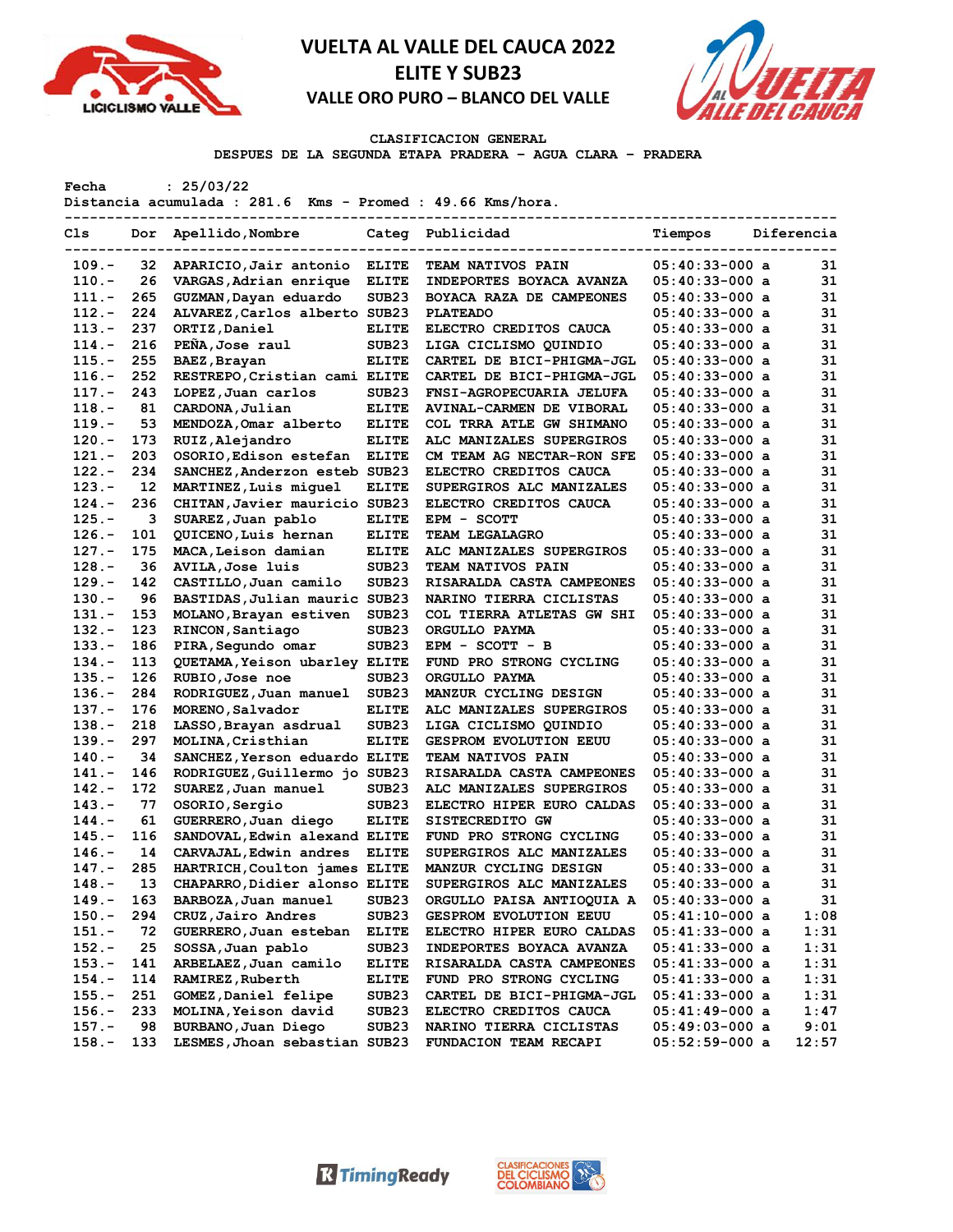# VUELTA AL VALLE DEL CAUCA 2022

## ELITE Y SUB23

### VALLE ORO PURO – BLANCO DEL VALLE

**CLASIFICACION GENERAL**

**DESPUES DE LA SEGUNDA ETAPA PRADERA – AGUA CLARA – PRADERA**

Fecha : 25/03/22

Distancia acumulada : 281.6 Kms - Promed : 49.66 Kms/hora.

| Cls | Dor | Apellido,Nombre | Categ | Publicidad | Tiempos | Diferencia |
|---|---|---|---|---|---|---|
| 109.- | 32 | APARICIO,Jair antonio | ELITE | TEAM NATIVOS PAIN | 05:40:33-000 a | 31 |
| 110.- | 26 | VARGAS,Adrian enrique | ELITE | INDEPORTES BOYACA AVANZA | 05:40:33-000 a | 31 |
| 111.- | 265 | GUZMAN,Dayan eduardo | SUB23 | BOYACA RAZA DE CAMPEONES | 05:40:33-000 a | 31 |
| 112.- | 224 | ALVAREZ,Carlos alberto | SUB23 | PLATEADO | 05:40:33-000 a | 31 |
| 113.- | 237 | ORTIZ,Daniel | ELITE | ELECTRO CREDITOS CAUCA | 05:40:33-000 a | 31 |
| 114.- | 216 | PEÑA,Jose raul | SUB23 | LIGA CICLISMO QUINDIO | 05:40:33-000 a | 31 |
| 115.- | 255 | BAEZ,Brayan | ELITE | CARTEL DE BICI-PHIGMA-JGL | 05:40:33-000 a | 31 |
| 116.- | 252 | RESTREPO,Cristian cami | ELITE | CARTEL DE BICI-PHIGMA-JGL | 05:40:33-000 a | 31 |
| 117.- | 243 | LOPEZ,Juan carlos | SUB23 | FNSI-AGROPECUARIA JELUFA | 05:40:33-000 a | 31 |
| 118.- | 81 | CARDONA,Julian | ELITE | AVINAL-CARMEN DE VIBORAL | 05:40:33-000 a | 31 |
| 119.- | 53 | MENDOZA,Omar alberto | ELITE | COL TRRA ATLE GW SHIMANO | 05:40:33-000 a | 31 |
| 120.- | 173 | RUIZ,Alejandro | ELITE | ALC MANIZALES SUPERGIROS | 05:40:33-000 a | 31 |
| 121.- | 203 | OSORIO,Edison estefan | ELITE | CM TEAM AG NECTAR-RON SFE | 05:40:33-000 a | 31 |
| 122.- | 234 | SANCHEZ,Anderzon esteb | SUB23 | ELECTRO CREDITOS CAUCA | 05:40:33-000 a | 31 |
| 123.- | 12 | MARTINEZ,Luis miguel | ELITE | SUPERGIROS ALC MANIZALES | 05:40:33-000 a | 31 |
| 124.- | 236 | CHITAN,Javier mauricio | SUB23 | ELECTRO CREDITOS CAUCA | 05:40:33-000 a | 31 |
| 125.- | 3 | SUAREZ,Juan pablo | ELITE | EPM - SCOTT | 05:40:33-000 a | 31 |
| 126.- | 101 | QUICENO,Luis hernan | ELITE | TEAM LEGALAGRO | 05:40:33-000 a | 31 |
| 127.- | 175 | MACA,Leison damian | ELITE | ALC MANIZALES SUPERGIROS | 05:40:33-000 a | 31 |
| 128.- | 36 | AVILA,Jose luis | SUB23 | TEAM NATIVOS PAIN | 05:40:33-000 a | 31 |
| 129.- | 142 | CASTILLO,Juan camilo | SUB23 | RISARALDA CASTA CAMPEONES | 05:40:33-000 a | 31 |
| 130.- | 96 | BASTIDAS,Julian mauric | SUB23 | NARINO TIERRA CICLISTAS | 05:40:33-000 a | 31 |
| 131.- | 153 | MOLANO,Brayan estiven | SUB23 | COL TIERRA ATLETAS GW SHI | 05:40:33-000 a | 31 |
| 132.- | 123 | RINCON,Santiago | SUB23 | ORGULLO PAYMA | 05:40:33-000 a | 31 |
| 133.- | 186 | PIRA,Segundo omar | SUB23 | EPM - SCOTT - B | 05:40:33-000 a | 31 |
| 134.- | 113 | QUETAMA,Yeison ubarley | ELITE | FUND PRO STRONG CYCLING | 05:40:33-000 a | 31 |
| 135.- | 126 | RUBIO,Jose noe | SUB23 | ORGULLO PAYMA | 05:40:33-000 a | 31 |
| 136.- | 284 | RODRIGUEZ,Juan manuel | SUB23 | MANZUR CYCLING DESIGN | 05:40:33-000 a | 31 |
| 137.- | 176 | MORENO,Salvador | ELITE | ALC MANIZALES SUPERGIROS | 05:40:33-000 a | 31 |
| 138.- | 218 | LASSO,Brayan asdrual | SUB23 | LIGA CICLISMO QUINDIO | 05:40:33-000 a | 31 |
| 139.- | 297 | MOLINA,Cristhian | ELITE | GESPROM EVOLUTION EEUU | 05:40:33-000 a | 31 |
| 140.- | 34 | SANCHEZ,Yerson eduardo | ELITE | TEAM NATIVOS PAIN | 05:40:33-000 a | 31 |
| 141.- | 146 | RODRIGUEZ,Guillermo jo | SUB23 | RISARALDA CASTA CAMPEONES | 05:40:33-000 a | 31 |
| 142.- | 172 | SUAREZ,Juan manuel | SUB23 | ALC MANIZALES SUPERGIROS | 05:40:33-000 a | 31 |
| 143.- | 77 | OSORIO,Sergio | SUB23 | ELECTRO HIPER EURO CALDAS | 05:40:33-000 a | 31 |
| 144.- | 61 | GUERRERO,Juan diego | ELITE | SISTECREDITO GW | 05:40:33-000 a | 31 |
| 145.- | 116 | SANDOVAL,Edwin alexand | ELITE | FUND PRO STRONG CYCLING | 05:40:33-000 a | 31 |
| 146.- | 14 | CARVAJAL,Edwin andres | ELITE | SUPERGIROS ALC MANIZALES | 05:40:33-000 a | 31 |
| 147.- | 285 | HARTRICH,Coulton james | ELITE | MANZUR CYCLING DESIGN | 05:40:33-000 a | 31 |
| 148.- | 13 | CHAPARRO,Didier alonso | ELITE | SUPERGIROS ALC MANIZALES | 05:40:33-000 a | 31 |
| 149.- | 163 | BARBOZA,Juan manuel | SUB23 | ORGULLO PAISA ANTIOQUIA A | 05:40:33-000 a | 31 |
| 150.- | 294 | CRUZ,Jairo Andres | SUB23 | GESPROM EVOLUTION EEUU | 05:41:10-000 a | 1:08 |
| 151.- | 72 | GUERRERO,Juan esteban | ELITE | ELECTRO HIPER EURO CALDAS | 05:41:33-000 a | 1:31 |
| 152.- | 25 | SOSSA,Juan pablo | SUB23 | INDEPORTES BOYACA AVANZA | 05:41:33-000 a | 1:31 |
| 153.- | 141 | ARBELAEZ,Juan camilo | ELITE | RISARALDA CASTA CAMPEONES | 05:41:33-000 a | 1:31 |
| 154.- | 114 | RAMIREZ,Ruberth | ELITE | FUND PRO STRONG CYCLING | 05:41:33-000 a | 1:31 |
| 155.- | 251 | GOMEZ,Daniel felipe | SUB23 | CARTEL DE BICI-PHIGMA-JGL | 05:41:33-000 a | 1:31 |
| 156.- | 233 | MOLINA,Yeison david | SUB23 | ELECTRO CREDITOS CAUCA | 05:41:49-000 a | 1:47 |
| 157.- | 98 | BURBANO,Juan Diego | SUB23 | NARINO TIERRA CICLISTAS | 05:49:03-000 a | 9:01 |
| 158.- | 133 | LESMES,Jhoan sebastian | SUB23 | FUNDACION TEAM RECAPI | 05:52:59-000 a | 12:57 |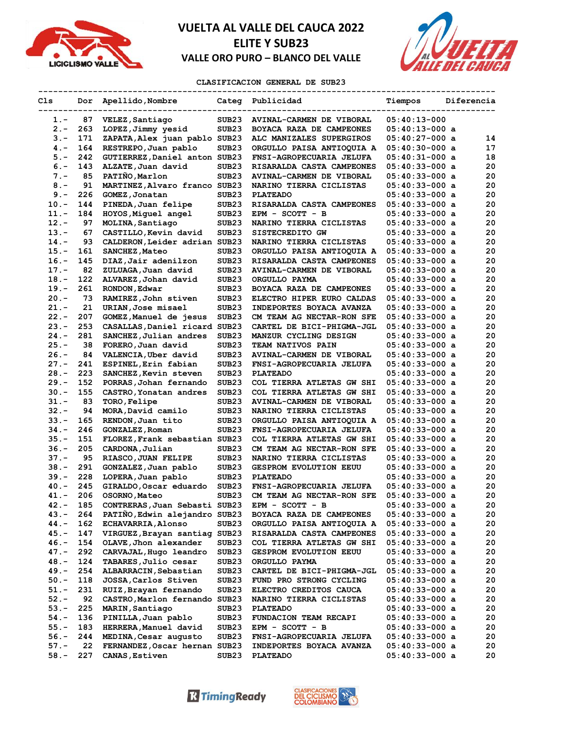# VUELTA AL VALLE DEL CAUCA 2022

## ELITE Y SUB23

### VALLE ORO PURO – BLANCO DEL VALLE

**CLASIFICACION GENERAL DE SUB23**

| Cls | Dor | Apellido,Nombre | Categ | Publicidad | Tiempos | Diferencia |
|---|---|---|---|---|---|---|
| 1.- | 87 | VELEZ,Santiago | SUB23 | AVINAL-CARMEN DE VIBORAL | 05:40:13-000 | |
| 2.- | 263 | LOPEZ,Jimmy yesid | SUB23 | BOYACA RAZA DE CAMPEONES | 05:40:13-000 a | |
| 3.- | 171 | ZAPATA,Alex juan pablo | SUB23 | ALC MANIZALES SUPERGIROS | 05:40:27-000 a | 14 |
| 4.- | 164 | RESTREPO,Juan pablo | SUB23 | ORGULLO PAISA ANTIOQUIA A | 05:40:30-000 a | 17 |
| 5.- | 242 | GUTIERREZ,Daniel anton | SUB23 | FNSI-AGROPECUARIA JELUFA | 05:40:31-000 a | 18 |
| 6.- | 143 | ALZATE,Juan david | SUB23 | RISARALDA CASTA CAMPEONES | 05:40:33-000 a | 20 |
| 7.- | 85 | PATIÑO,Marlon | SUB23 | AVINAL-CARMEN DE VIBORAL | 05:40:33-000 a | 20 |
| 8.- | 91 | MARTINEZ,Alvaro franco | SUB23 | NARINO TIERRA CICLISTAS | 05:40:33-000 a | 20 |
| 9.- | 226 | GOMEZ,Jonatan | SUB23 | PLATEADO | 05:40:33-000 a | 20 |
| 10.- | 144 | PINEDA,Juan felipe | SUB23 | RISARALDA CASTA CAMPEONES | 05:40:33-000 a | 20 |
| 11.- | 184 | HOYOS,Miguel angel | SUB23 | EPM - SCOTT - B | 05:40:33-000 a | 20 |
| 12.- | 97 | MOLINA,Santiago | SUB23 | NARINO TIERRA CICLISTAS | 05:40:33-000 a | 20 |
| 13.- | 67 | CASTILLO,Kevin david | SUB23 | SISTECREDITO GW | 05:40:33-000 a | 20 |
| 14.- | 93 | CALDERON,Leider adrian | SUB23 | NARINO TIERRA CICLISTAS | 05:40:33-000 a | 20 |
| 15.- | 161 | SANCHEZ,Mateo | SUB23 | ORGULLO PAISA ANTIOQUIA A | 05:40:33-000 a | 20 |
| 16.- | 145 | DIAZ,Jair adenilzon | SUB23 | RISARALDA CASTA CAMPEONES | 05:40:33-000 a | 20 |
| 17.- | 82 | ZULUAGA,Juan david | SUB23 | AVINAL-CARMEN DE VIBORAL | 05:40:33-000 a | 20 |
| 18.- | 122 | ALVAREZ,Johan david | SUB23 | ORGULLO PAYMA | 05:40:33-000 a | 20 |
| 19.- | 261 | RONDON,Edwar | SUB23 | BOYACA RAZA DE CAMPEONES | 05:40:33-000 a | 20 |
| 20.- | 73 | RAMIREZ,John stiven | SUB23 | ELECTRO HIPER EURO CALDAS | 05:40:33-000 a | 20 |
| 21.- | 21 | URIAN,Jose misael | SUB23 | INDEPORTES BOYACA AVANZA | 05:40:33-000 a | 20 |
| 22.- | 207 | GOMEZ,Manuel de jesus | SUB23 | CM TEAM AG NECTAR-RON SFE | 05:40:33-000 a | 20 |
| 23.- | 253 | CASALLAS,Daniel ricard | SUB23 | CARTEL DE BICI-PHIGMA-JGL | 05:40:33-000 a | 20 |
| 24.- | 281 | SANCHEZ,Julian andres | SUB23 | MANZUR CYCLING DESIGN | 05:40:33-000 a | 20 |
| 25.- | 38 | FORERO,Juan david | SUB23 | TEAM NATIVOS PAIN | 05:40:33-000 a | 20 |
| 26.- | 84 | VALENCIA,Uber david | SUB23 | AVINAL-CARMEN DE VIBORAL | 05:40:33-000 a | 20 |
| 27.- | 241 | ESPINEL,Erin fabian | SUB23 | FNSI-AGROPECUARIA JELUFA | 05:40:33-000 a | 20 |
| 28.- | 223 | SANCHEZ,Kevin steven | SUB23 | PLATEADO | 05:40:33-000 a | 20 |
| 29.- | 152 | PORRAS,Johan fernando | SUB23 | COL TIERRA ATLETAS GW SHI | 05:40:33-000 a | 20 |
| 30.- | 155 | CASTRO,Yonatan andres | SUB23 | COL TIERRA ATLETAS GW SHI | 05:40:33-000 a | 20 |
| 31.- | 83 | TORO,Felipe | SUB23 | AVINAL-CARMEN DE VIBORAL | 05:40:33-000 a | 20 |
| 32.- | 94 | MORA,David camilo | SUB23 | NARINO TIERRA CICLISTAS | 05:40:33-000 a | 20 |
| 33.- | 165 | RENDON,Juan tito | SUB23 | ORGULLO PAISA ANTIOQUIA A | 05:40:33-000 a | 20 |
| 34.- | 246 | GONZALEZ,Roman | SUB23 | FNSI-AGROPECUARIA JELUFA | 05:40:33-000 a | 20 |
| 35.- | 151 | FLOREZ,Frank sebastian | SUB23 | COL TIERRA ATLETAS GW SHI | 05:40:33-000 a | 20 |
| 36.- | 205 | CARDONA,Julian | SUB23 | CM TEAM AG NECTAR-RON SFE | 05:40:33-000 a | 20 |
| 37.- | 95 | RIASCO,JUAN FELIPE | SUB23 | NARINO TIERRA CICLISTAS | 05:40:33-000 a | 20 |
| 38.- | 291 | GONZALEZ,Juan pablo | SUB23 | GESPROM EVOLUTION EEUU | 05:40:33-000 a | 20 |
| 39.- | 228 | LOPERA,Juan pablo | SUB23 | PLATEADO | 05:40:33-000 a | 20 |
| 40.- | 245 | GIRALDO,Oscar eduardo | SUB23 | FNSI-AGROPECUARIA JELUFA | 05:40:33-000 a | 20 |
| 41.- | 206 | OSORNO,Mateo | SUB23 | CM TEAM AG NECTAR-RON SFE | 05:40:33-000 a | 20 |
| 42.- | 185 | CONTRERAS,Juan Sebasti | SUB23 | EPM - SCOTT - B | 05:40:33-000 a | 20 |
| 43.- | 264 | PATIÑO,Edwin alejandro | SUB23 | BOYACA RAZA DE CAMPEONES | 05:40:33-000 a | 20 |
| 44.- | 162 | ECHAVARRIA,Alonso | SUB23 | ORGULLO PAISA ANTIOQUIA A | 05:40:33-000 a | 20 |
| 45.- | 147 | VIRGUEZ,Brayan santiag | SUB23 | RISARALDA CASTA CAMPEONES | 05:40:33-000 a | 20 |
| 46.- | 154 | OLAVE,Jhon alexander | SUB23 | COL TIERRA ATLETAS GW SHI | 05:40:33-000 a | 20 |
| 47.- | 292 | CARVAJAL,Hugo leandro | SUB23 | GESPROM EVOLUTION EEUU | 05:40:33-000 a | 20 |
| 48.- | 124 | TABARES,Julio cesar | SUB23 | ORGULLO PAYMA | 05:40:33-000 a | 20 |
| 49.- | 254 | ALBARRACIN,Sebastian | SUB23 | CARTEL DE BICI-PHIGMA-JGL | 05:40:33-000 a | 20 |
| 50.- | 118 | JOSSA,Carlos Stiven | SUB23 | FUND PRO STRONG CYCLING | 05:40:33-000 a | 20 |
| 51.- | 231 | RUIZ,Brayan fernando | SUB23 | ELECTRO CREDITOS CAUCA | 05:40:33-000 a | 20 |
| 52.- | 92 | CASTRO,Marlon fernando | SUB23 | NARINO TIERRA CICLISTAS | 05:40:33-000 a | 20 |
| 53.- | 225 | MARIN,Santiago | SUB23 | PLATEADO | 05:40:33-000 a | 20 |
| 54.- | 136 | PINILLA,Juan pablo | SUB23 | FUNDACION TEAM RECAPI | 05:40:33-000 a | 20 |
| 55.- | 183 | HERRERA,Manuel david | SUB23 | EPM - SCOTT - B | 05:40:33-000 a | 20 |
| 56.- | 244 | MEDINA,Cesar augusto | SUB23 | FNSI-AGROPECUARIA JELUFA | 05:40:33-000 a | 20 |
| 57.- | 22 | FERNANDEZ,Oscar hernan | SUB23 | INDEPORTES BOYACA AVANZA | 05:40:33-000 a | 20 |
| 58.- | 227 | CANAS,Estiven | SUB23 | PLATEADO | 05:40:33-000 a | 20 |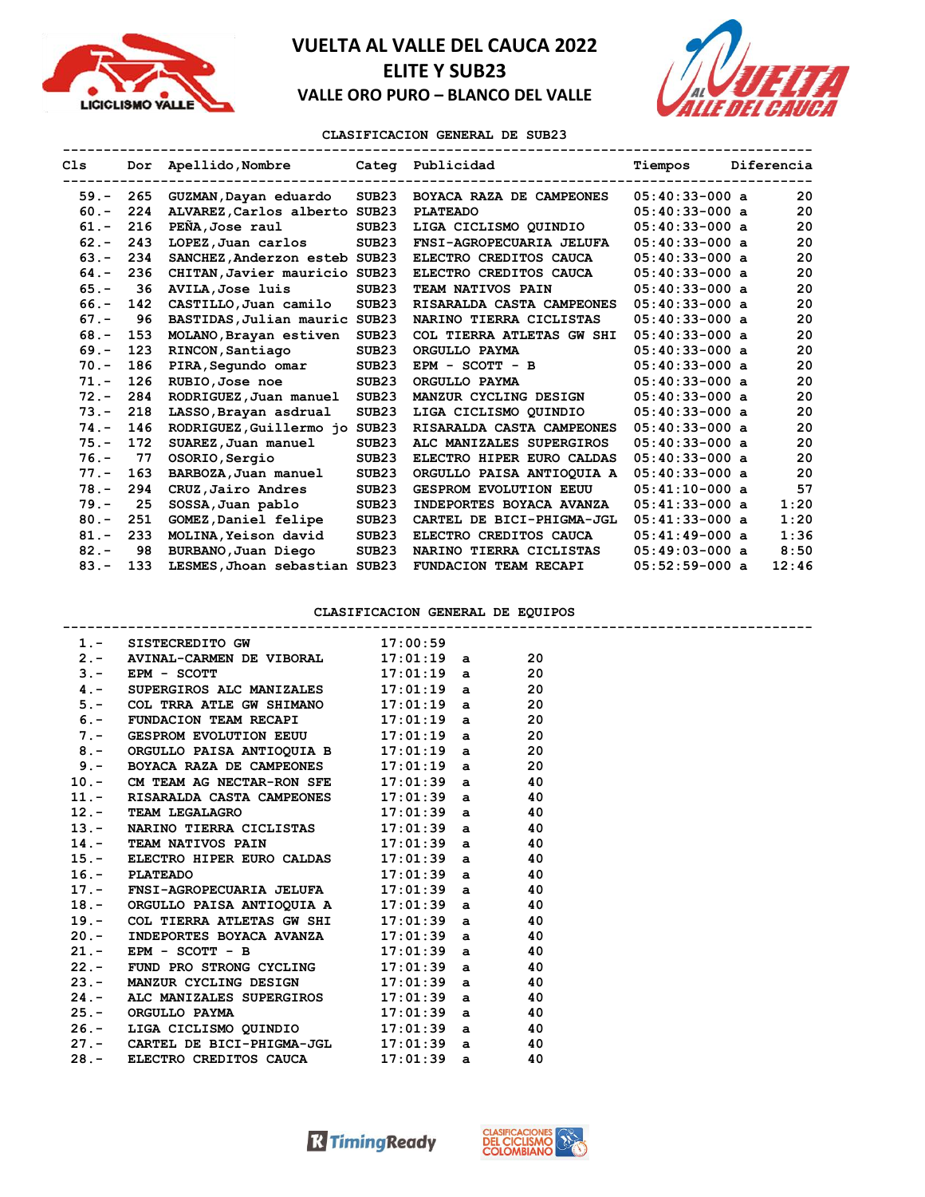# VUELTA AL VALLE DEL CAUCA 2022

## ELITE Y SUB23

### VALLE ORO PURO – BLANCO DEL VALLE

CLASIFICACION GENERAL DE SUB23

| Cls | Dor | Apellido,Nombre | Categ | Publicidad | Tiempos | Diferencia |
|---|---|---|---|---|---|---|
| 59.- | 265 | GUZMAN,Dayan eduardo | SUB23 | BOYACA RAZA DE CAMPEONES | 05:40:33-000 a | 20 |
| 60.- | 224 | ALVAREZ,Carlos alberto | SUB23 | PLATEADO | 05:40:33-000 a | 20 |
| 61.- | 216 | PEÑA,Jose raul | SUB23 | LIGA CICLISMO QUINDIO | 05:40:33-000 a | 20 |
| 62.- | 243 | LOPEZ,Juan carlos | SUB23 | FNSI-AGROPECUARIA JELUFA | 05:40:33-000 a | 20 |
| 63.- | 234 | SANCHEZ,Anderzon esteb | SUB23 | ELECTRO CREDITOS CAUCA | 05:40:33-000 a | 20 |
| 64.- | 236 | CHITAN,Javier mauricio | SUB23 | ELECTRO CREDITOS CAUCA | 05:40:33-000 a | 20 |
| 65.- | 36 | AVILA,Jose luis | SUB23 | TEAM NATIVOS PAIN | 05:40:33-000 a | 20 |
| 66.- | 142 | CASTILLO,Juan camilo | SUB23 | RISARALDA CASTA CAMPEONES | 05:40:33-000 a | 20 |
| 67.- | 96 | BASTIDAS,Julian mauric | SUB23 | NARINO TIERRA CICLISTAS | 05:40:33-000 a | 20 |
| 68.- | 153 | MOLANO,Brayan estiven | SUB23 | COL TIERRA ATLETAS GW SHI | 05:40:33-000 a | 20 |
| 69.- | 123 | RINCON,Santiago | SUB23 | ORGULLO PAYMA | 05:40:33-000 a | 20 |
| 70.- | 186 | PIRA,Segundo omar | SUB23 | EPM - SCOTT - B | 05:40:33-000 a | 20 |
| 71.- | 126 | RUBIO,Jose noe | SUB23 | ORGULLO PAYMA | 05:40:33-000 a | 20 |
| 72.- | 284 | RODRIGUEZ,Juan manuel | SUB23 | MANZUR CYCLING DESIGN | 05:40:33-000 a | 20 |
| 73.- | 218 | LASSO,Brayan asdrual | SUB23 | LIGA CICLISMO QUINDIO | 05:40:33-000 a | 20 |
| 74.- | 146 | RODRIGUEZ,Guillermo jo | SUB23 | RISARALDA CASTA CAMPEONES | 05:40:33-000 a | 20 |
| 75.- | 172 | SUAREZ,Juan manuel | SUB23 | ALC MANIZALES SUPERGIROS | 05:40:33-000 a | 20 |
| 76.- | 77 | OSORIO,Sergio | SUB23 | ELECTRO HIPER EURO CALDAS | 05:40:33-000 a | 20 |
| 77.- | 163 | BARBOZA,Juan manuel | SUB23 | ORGULLO PAISA ANTIOQUIA A | 05:40:33-000 a | 20 |
| 78.- | 294 | CRUZ,Jairo Andres | SUB23 | GESPROM EVOLUTION EEUU | 05:41:10-000 a | 57 |
| 79.- | 25 | SOSSA,Juan pablo | SUB23 | INDEPORTES BOYACA AVANZA | 05:41:33-000 a | 1:20 |
| 80.- | 251 | GOMEZ,Daniel felipe | SUB23 | CARTEL DE BICI-PHIGMA-JGL | 05:41:33-000 a | 1:20 |
| 81.- | 233 | MOLINA,Yeison david | SUB23 | ELECTRO CREDITOS CAUCA | 05:41:49-000 a | 1:36 |
| 82.- | 98 | BURBANO,Juan Diego | SUB23 | NARINO TIERRA CICLISTAS | 05:49:03-000 a | 8:50 |
| 83.- | 133 | LESMES,Jhoan sebastian | SUB23 | FUNDACION TEAM RECAPI | 05:52:59-000 a | 12:46 |

CLASIFICACION GENERAL DE EQUIPOS

| Cls | Equipo | Tiempo | | Diferencia |
|---|---|---|---|---|
| 1.- | SISTECREDITO GW | 17:00:59 | | |
| 2.- | AVINAL-CARMEN DE VIBORAL | 17:01:19 | a | 20 |
| 3.- | EPM - SCOTT | 17:01:19 | a | 20 |
| 4.- | SUPERGIROS ALC MANIZALES | 17:01:19 | a | 20 |
| 5.- | COL TRRA ATLE GW SHIMANO | 17:01:19 | a | 20 |
| 6.- | FUNDACION TEAM RECAPI | 17:01:19 | a | 20 |
| 7.- | GESPROM EVOLUTION EEUU | 17:01:19 | a | 20 |
| 8.- | ORGULLO PAISA ANTIOQUIA B | 17:01:19 | a | 20 |
| 9.- | BOYACA RAZA DE CAMPEONES | 17:01:19 | a | 20 |
| 10.- | CM TEAM AG NECTAR-RON SFE | 17:01:39 | a | 40 |
| 11.- | RISARALDA CASTA CAMPEONES | 17:01:39 | a | 40 |
| 12.- | TEAM LEGALAGRO | 17:01:39 | a | 40 |
| 13.- | NARINO TIERRA CICLISTAS | 17:01:39 | a | 40 |
| 14.- | TEAM NATIVOS PAIN | 17:01:39 | a | 40 |
| 15.- | ELECTRO HIPER EURO CALDAS | 17:01:39 | a | 40 |
| 16.- | PLATEADO | 17:01:39 | a | 40 |
| 17.- | FNSI-AGROPECUARIA JELUFA | 17:01:39 | a | 40 |
| 18.- | ORGULLO PAISA ANTIOQUIA A | 17:01:39 | a | 40 |
| 19.- | COL TIERRA ATLETAS GW SHI | 17:01:39 | a | 40 |
| 20.- | INDEPORTES BOYACA AVANZA | 17:01:39 | a | 40 |
| 21.- | EPM - SCOTT - B | 17:01:39 | a | 40 |
| 22.- | FUND PRO STRONG CYCLING | 17:01:39 | a | 40 |
| 23.- | MANZUR CYCLING DESIGN | 17:01:39 | a | 40 |
| 24.- | ALC MANIZALES SUPERGIROS | 17:01:39 | a | 40 |
| 25.- | ORGULLO PAYMA | 17:01:39 | a | 40 |
| 26.- | LIGA CICLISMO QUINDIO | 17:01:39 | a | 40 |
| 27.- | CARTEL DE BICI-PHIGMA-JGL | 17:01:39 | a | 40 |
| 28.- | ELECTRO CREDITOS CAUCA | 17:01:39 | a | 40 |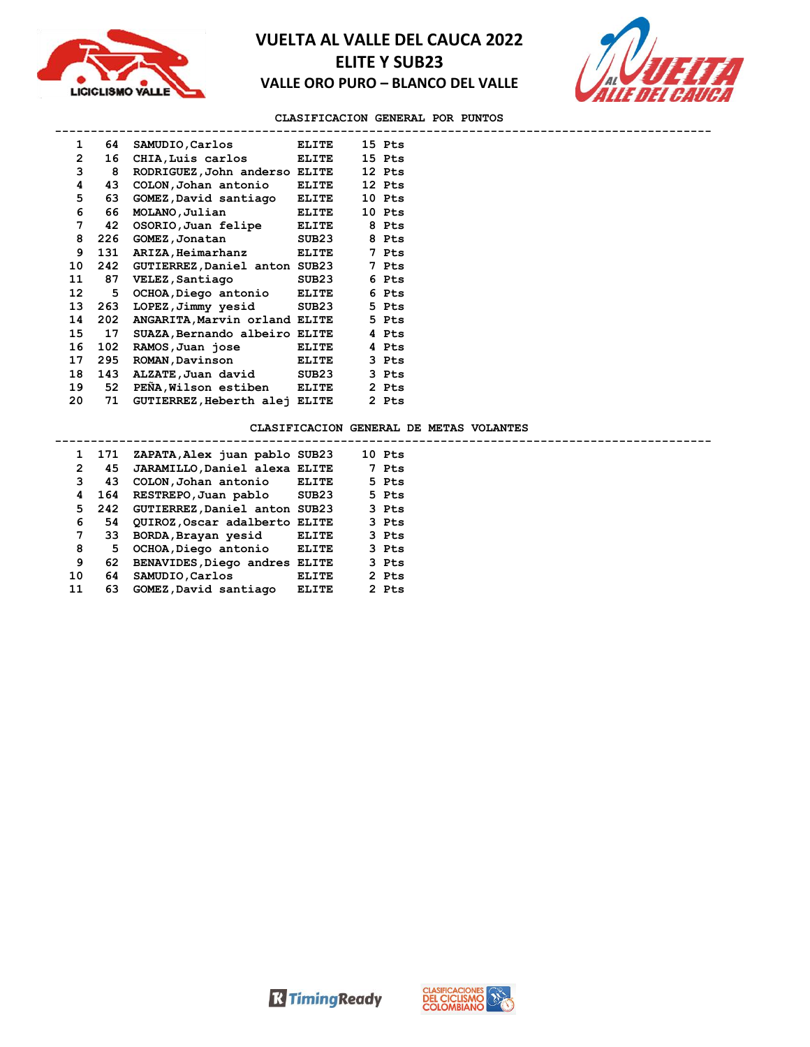# VUELTA AL VALLE DEL CAUCA 2022
## ELITE Y SUB23
### VALLE ORO PURO – BLANCO DEL VALLE

**CLASIFICACION GENERAL POR PUNTOS**

| Pos | No. | Nombre | Cat. | Puntos |
|---|---|---|---|---|
| 1 | 64 | SAMUDIO,Carlos | ELITE | 15 Pts |
| 2 | 16 | CHIA,Luis carlos | ELITE | 15 Pts |
| 3 | 8 | RODRIGUEZ,John anderso | ELITE | 12 Pts |
| 4 | 43 | COLON,Johan antonio | ELITE | 12 Pts |
| 5 | 63 | GOMEZ,David santiago | ELITE | 10 Pts |
| 6 | 66 | MOLANO,Julian | ELITE | 10 Pts |
| 7 | 42 | OSORIO,Juan felipe | ELITE | 8 Pts |
| 8 | 226 | GOMEZ,Jonatan | SUB23 | 8 Pts |
| 9 | 131 | ARIZA,Heimarhanz | ELITE | 7 Pts |
| 10 | 242 | GUTIERREZ,Daniel anton | SUB23 | 7 Pts |
| 11 | 87 | VELEZ,Santiago | SUB23 | 6 Pts |
| 12 | 5 | OCHOA,Diego antonio | ELITE | 6 Pts |
| 13 | 263 | LOPEZ,Jimmy yesid | SUB23 | 5 Pts |
| 14 | 202 | ANGARITA,Marvin orland | ELITE | 5 Pts |
| 15 | 17 | SUAZA,Bernando albeiro | ELITE | 4 Pts |
| 16 | 102 | RAMOS,Juan jose | ELITE | 4 Pts |
| 17 | 295 | ROMAN,Davinson | ELITE | 3 Pts |
| 18 | 143 | ALZATE,Juan david | SUB23 | 3 Pts |
| 19 | 52 | PEÑA,Wilson estiben | ELITE | 2 Pts |
| 20 | 71 | GUTIERREZ,Heberth alej | ELITE | 2 Pts |

**CLASIFICACION GENERAL DE METAS VOLANTES**

| Pos | No. | Nombre | Cat. | Puntos |
|---|---|---|---|---|
| 1 | 171 | ZAPATA,Alex juan pablo | SUB23 | 10 Pts |
| 2 | 45 | JARAMILLO,Daniel alexa | ELITE | 7 Pts |
| 3 | 43 | COLON,Johan antonio | ELITE | 5 Pts |
| 4 | 164 | RESTREPO,Juan pablo | SUB23 | 5 Pts |
| 5 | 242 | GUTIERREZ,Daniel anton | SUB23 | 3 Pts |
| 6 | 54 | QUIROZ,Oscar adalberto | ELITE | 3 Pts |
| 7 | 33 | BORDA,Brayan yesid | ELITE | 3 Pts |
| 8 | 5 | OCHOA,Diego antonio | ELITE | 3 Pts |
| 9 | 62 | BENAVIDES,Diego andres | ELITE | 3 Pts |
| 10 | 64 | SAMUDIO,Carlos | ELITE | 2 Pts |
| 11 | 63 | GOMEZ,David santiago | ELITE | 2 Pts |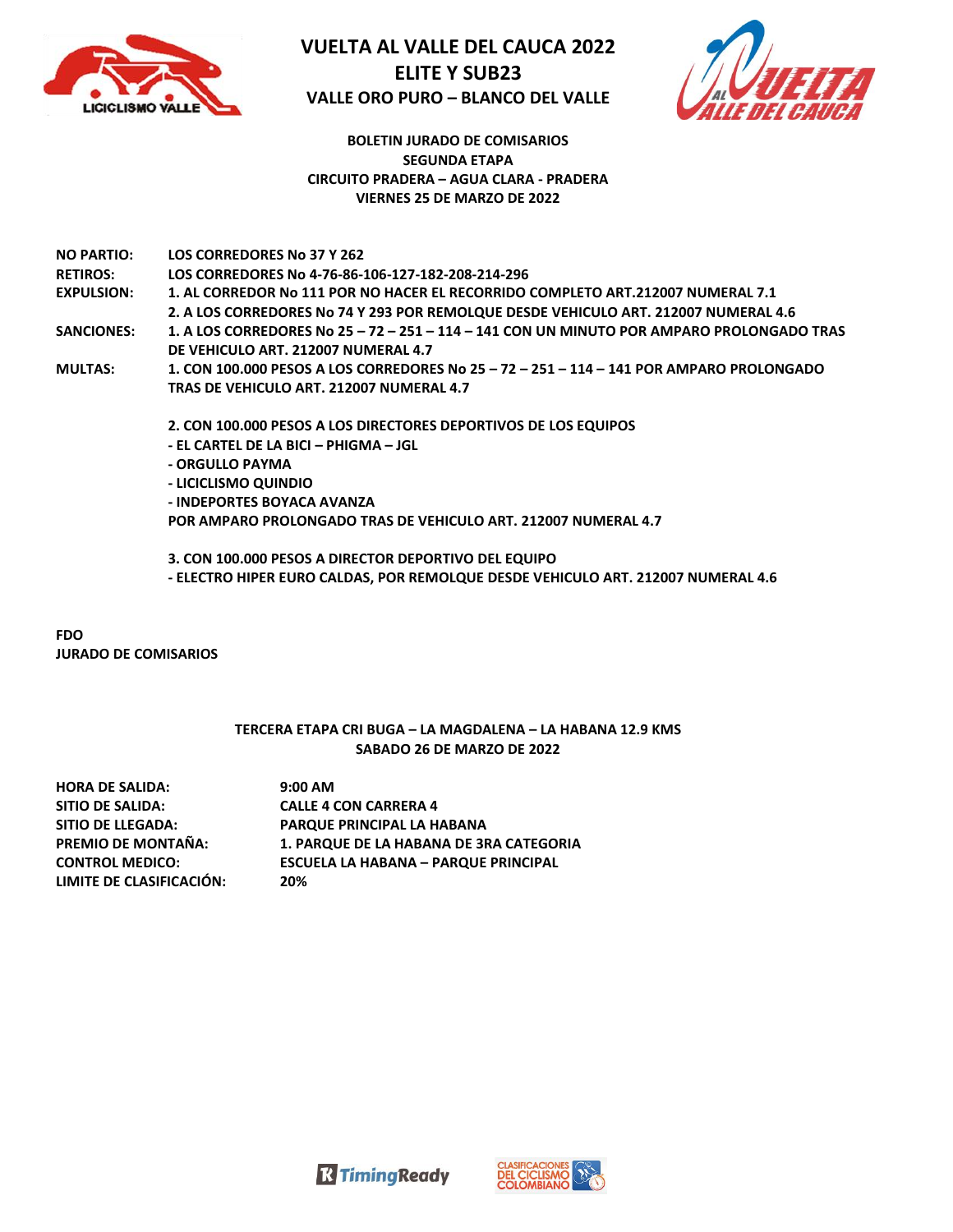# VUELTA AL VALLE DEL CAUCA 2022
## ELITE Y SUB23
### VALLE ORO PURO – BLANCO DEL VALLE

**BOLETIN JURADO DE COMISARIOS**
**SEGUNDA ETAPA**
**CIRCUITO PRADERA – AGUA CLARA - PRADERA**
**VIERNES 25 DE MARZO DE 2022**

| | |
|---|---|
| **NO PARTIO:** | LOS CORREDORES No 37 Y 262 |
| **RETIROS:** | LOS CORREDORES No 4-76-86-106-127-182-208-214-296 |
| **EXPULSION:** | 1. AL CORREDOR No 111 POR NO HACER EL RECORRIDO COMPLETO ART.212007 NUMERAL 7.1 |
| | 2. A LOS CORREDORES No 74 Y 293 POR REMOLQUE DESDE VEHICULO ART. 212007 NUMERAL 4.6 |
| **SANCIONES:** | 1. A LOS CORREDORES No 25 – 72 – 251 – 114 – 141 CON UN MINUTO POR AMPARO PROLONGADO TRAS DE VEHICULO ART. 212007 NUMERAL 4.7 |
| **MULTAS:** | 1. CON 100.000 PESOS A LOS CORREDORES No 25 – 72 – 251 – 114 – 141 POR AMPARO PROLONGADO TRAS DE VEHICULO ART. 212007 NUMERAL 4.7 |

2. CON 100.000 PESOS A LOS DIRECTORES DEPORTIVOS DE LOS EQUIPOS
- EL CARTEL DE LA BICI – PHIGMA – JGL
- ORGULLO PAYMA
- LICICLISMO QUINDIO
- INDEPORTES BOYACA AVANZA

POR AMPARO PROLONGADO TRAS DE VEHICULO ART. 212007 NUMERAL 4.7

3. CON 100.000 PESOS A DIRECTOR DEPORTIVO DEL EQUIPO
- ELECTRO HIPER EURO CALDAS, POR REMOLQUE DESDE VEHICULO ART. 212007 NUMERAL 4.6

**FDO**
**JURADO DE COMISARIOS**

**TERCERA ETAPA CRI BUGA – LA MAGDALENA – LA HABANA 12.9 KMS**
**SABADO 26 DE MARZO DE 2022**

| | |
|---|---|
| **HORA DE SALIDA:** | 9:00 AM |
| **SITIO DE SALIDA:** | CALLE 4 CON CARRERA 4 |
| **SITIO DE LLEGADA:** | PARQUE PRINCIPAL LA HABANA |
| **PREMIO DE MONTAÑA:** | 1. PARQUE DE LA HABANA DE 3RA CATEGORIA |
| **CONTROL MEDICO:** | ESCUELA LA HABANA – PARQUE PRINCIPAL |
| **LIMITE DE CLASIFICACIÓN:** | 20% |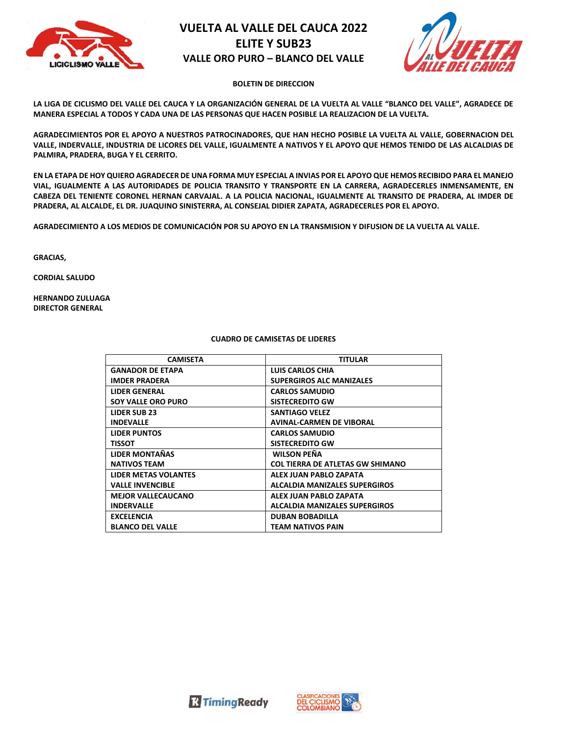# VUELTA AL VALLE DEL CAUCA 2022
## ELITE Y SUB23
### VALLE ORO PURO – BLANCO DEL VALLE

**BOLETIN DE DIRECCION**

**LA LIGA DE CICLISMO DEL VALLE DEL CAUCA Y LA ORGANIZACIÓN GENERAL DE LA VUELTA AL VALLE "BLANCO DEL VALLE", AGRADECE DE MANERA ESPECIAL A TODOS Y CADA UNA DE LAS PERSONAS QUE HACEN POSIBLE LA REALIZACION DE LA VUELTA.**

**AGRADECIMIENTOS POR EL APOYO A NUESTROS PATROCINADORES, QUE HAN HECHO POSIBLE LA VUELTA AL VALLE, GOBERNACION DEL VALLE, INDERVALLE, INDUSTRIA DE LICORES DEL VALLE, IGUALMENTE A NATIVOS Y EL APOYO QUE HEMOS TENIDO DE LAS ALCALDIAS DE PALMIRA, PRADERA, BUGA Y EL CERRITO.**

**EN LA ETAPA DE HOY QUIERO AGRADECER DE UNA FORMA MUY ESPECIAL A INVIAS POR EL APOYO QUE HEMOS RECIBIDO PARA EL MANEJO VIAL, IGUALMENTE A LAS AUTORIDADES DE POLICIA TRANSITO Y TRANSPORTE EN LA CARRERA, AGRADECERLES INMENSAMENTE, EN CABEZA DEL TENIENTE CORONEL HERNAN CARVAJAL. A LA POLICIA NACIONAL, IGUALMENTE AL TRANSITO DE PRADERA, AL IMDER DE PRADERA, AL ALCALDE, EL DR. JUAQUINO SINISTERRA, AL CONSEJAL DIDIER ZAPATA, AGRADECERLES POR EL APOYO.**

**AGRADECIMIENTO A LOS MEDIOS DE COMUNICACIÓN POR SU APOYO EN LA TRANSMISION Y DIFUSION DE LA VUELTA AL VALLE.**

**GRACIAS,**

**CORDIAL SALUDO**

**HERNANDO ZULUAGA**
**DIRECTOR GENERAL**

**CUADRO DE CAMISETAS DE LIDERES**

| CAMISETA | TITULAR |
|---|---|
| GANADOR DE ETAPA<br>IMDER PRADERA | LUIS CARLOS CHIA<br>SUPERGIROS ALC MANIZALES |
| LIDER GENERAL<br>SOY VALLE ORO PURO | CARLOS SAMUDIO<br>SISTECREDITO GW |
| LIDER SUB 23<br>INDEVALLE | SANTIAGO VELEZ<br>AVINAL-CARMEN DE VIBORAL |
| LIDER PUNTOS<br>TISSOT | CARLOS SAMUDIO<br>SISTECREDITO GW |
| LIDER MONTAÑAS<br>NATIVOS TEAM | WILSON PEÑA<br>COL TIERRA DE ATLETAS GW SHIMANO |
| LIDER METAS VOLANTES<br>VALLE INVENCIBLE | ALEX JUAN PABLO ZAPATA<br>ALCALDIA MANIZALES SUPERGIROS |
| MEJOR VALLECAUCANO<br>INDERVALLE | ALEX JUAN PABLO ZAPATA<br>ALCALDIA MANIZALES SUPERGIROS |
| EXCELENCIA<br>BLANCO DEL VALLE | DUBAN BOBADILLA<br>TEAM NATIVOS PAIN |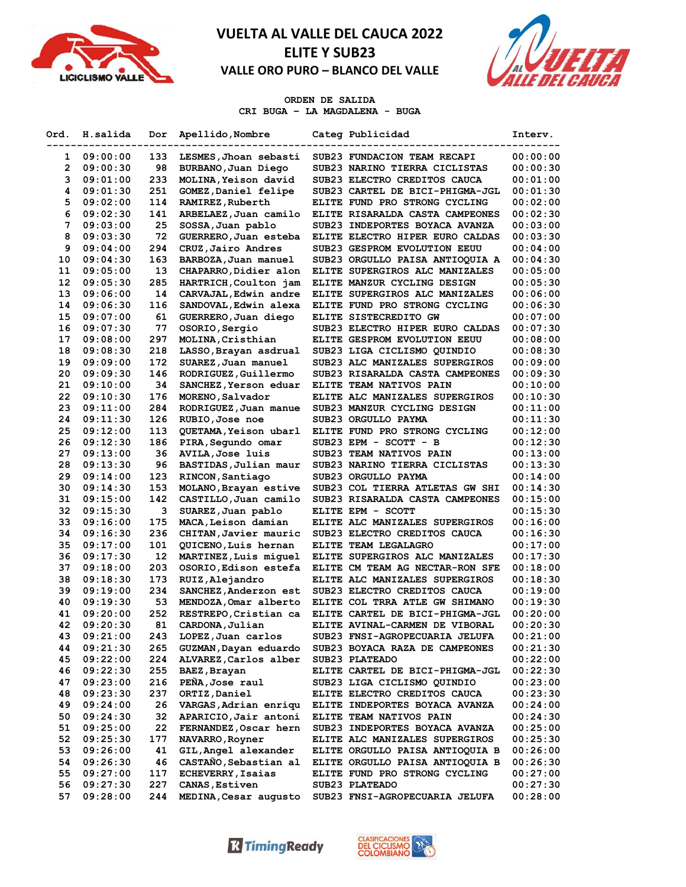# VUELTA AL VALLE DEL CAUCA 2022
## ELITE Y SUB23
### VALLE ORO PURO – BLANCO DEL VALLE

**ORDEN DE SALIDA**
**CRI BUGA - LA MAGDALENA - BUGA**

| Ord. | H.salida | Dor | Apellido,Nombre | Categ | Publicidad | Interv. |
|---|---|---|---|---|---|---|
| 1 | 09:00:00 | 133 | LESMES,Jhoan sebasti | SUB23 | FUNDACION TEAM RECAPI | 00:00:00 |
| 2 | 09:00:30 | 98 | BURBANO,Juan Diego | SUB23 | NARINO TIERRA CICLISTAS | 00:00:30 |
| 3 | 09:01:00 | 233 | MOLINA,Yeison david | SUB23 | ELECTRO CREDITOS CAUCA | 00:01:00 |
| 4 | 09:01:30 | 251 | GOMEZ,Daniel felipe | SUB23 | CARTEL DE BICI-PHIGMA-JGL | 00:01:30 |
| 5 | 09:02:00 | 114 | RAMIREZ,Ruberth | ELITE | FUND PRO STRONG CYCLING | 00:02:00 |
| 6 | 09:02:30 | 141 | ARBELAEZ,Juan camilo | ELITE | RISARALDA CASTA CAMPEONES | 00:02:30 |
| 7 | 09:03:00 | 25 | SOSSA,Juan pablo | SUB23 | INDEPORTES BOYACA AVANZA | 00:03:00 |
| 8 | 09:03:30 | 72 | GUERRERO,Juan esteba | ELITE | ELECTRO HIPER EURO CALDAS | 00:03:30 |
| 9 | 09:04:00 | 294 | CRUZ,Jairo Andres | SUB23 | GESPROM EVOLUTION EEUU | 00:04:00 |
| 10 | 09:04:30 | 163 | BARBOZA,Juan manuel | SUB23 | ORGULLO PAISA ANTIOQUIA A | 00:04:30 |
| 11 | 09:05:00 | 13 | CHAPARRO,Didier alon | ELITE | SUPERGIROS ALC MANIZALES | 00:05:00 |
| 12 | 09:05:30 | 285 | HARTRICH,Coulton jam | ELITE | MANZUR CYCLING DESIGN | 00:05:30 |
| 13 | 09:06:00 | 14 | CARVAJAL,Edwin andre | ELITE | SUPERGIROS ALC MANIZALES | 00:06:00 |
| 14 | 09:06:30 | 116 | SANDOVAL,Edwin alexa | ELITE | FUND PRO STRONG CYCLING | 00:06:30 |
| 15 | 09:07:00 | 61 | GUERRERO,Juan diego | ELITE | SISTECREDITO GW | 00:07:00 |
| 16 | 09:07:30 | 77 | OSORIO,Sergio | SUB23 | ELECTRO HIPER EURO CALDAS | 00:07:30 |
| 17 | 09:08:00 | 297 | MOLINA,Cristhian | ELITE | GESPROM EVOLUTION EEUU | 00:08:00 |
| 18 | 09:08:30 | 218 | LASSO,Brayan asdrual | SUB23 | LIGA CICLISMO QUINDIO | 00:08:30 |
| 19 | 09:09:00 | 172 | SUAREZ,Juan manuel | SUB23 | ALC MANIZALES SUPERGIROS | 00:09:00 |
| 20 | 09:09:30 | 146 | RODRIGUEZ,Guillermo | SUB23 | RISARALDA CASTA CAMPEONES | 00:09:30 |
| 21 | 09:10:00 | 34 | SANCHEZ,Yerson eduar | ELITE | TEAM NATIVOS PAIN | 00:10:00 |
| 22 | 09:10:30 | 176 | MORENO,Salvador | ELITE | ALC MANIZALES SUPERGIROS | 00:10:30 |
| 23 | 09:11:00 | 284 | RODRIGUEZ,Juan manue | SUB23 | MANZUR CYCLING DESIGN | 00:11:00 |
| 24 | 09:11:30 | 126 | RUBIO,Jose noe | SUB23 | ORGULLO PAYMA | 00:11:30 |
| 25 | 09:12:00 | 113 | QUETAMA,Yeison ubarl | ELITE | FUND PRO STRONG CYCLING | 00:12:00 |
| 26 | 09:12:30 | 186 | PIRA,Segundo omar | SUB23 | EPM - SCOTT - B | 00:12:30 |
| 27 | 09:13:00 | 36 | AVILA,Jose luis | SUB23 | TEAM NATIVOS PAIN | 00:13:00 |
| 28 | 09:13:30 | 96 | BASTIDAS,Julian maur | SUB23 | NARINO TIERRA CICLISTAS | 00:13:30 |
| 29 | 09:14:00 | 123 | RINCON,Santiago | SUB23 | ORGULLO PAYMA | 00:14:00 |
| 30 | 09:14:30 | 153 | MOLANO,Brayan estive | SUB23 | COL TIERRA ATLETAS GW SHI | 00:14:30 |
| 31 | 09:15:00 | 142 | CASTILLO,Juan camilo | SUB23 | RISARALDA CASTA CAMPEONES | 00:15:00 |
| 32 | 09:15:30 | 3 | SUAREZ,Juan pablo | ELITE | EPM - SCOTT | 00:15:30 |
| 33 | 09:16:00 | 175 | MACA,Leison damian | ELITE | ALC MANIZALES SUPERGIROS | 00:16:00 |
| 34 | 09:16:30 | 236 | CHITAN,Javier mauric | SUB23 | ELECTRO CREDITOS CAUCA | 00:16:30 |
| 35 | 09:17:00 | 101 | QUICENO,Luis hernan | ELITE | TEAM LEGALAGRO | 00:17:00 |
| 36 | 09:17:30 | 12 | MARTINEZ,Luis miguel | ELITE | SUPERGIROS ALC MANIZALES | 00:17:30 |
| 37 | 09:18:00 | 203 | OSORIO,Edison estefa | ELITE | CM TEAM AG NECTAR-RON SFE | 00:18:00 |
| 38 | 09:18:30 | 173 | RUIZ,Alejandro | ELITE | ALC MANIZALES SUPERGIROS | 00:18:30 |
| 39 | 09:19:00 | 234 | SANCHEZ,Anderzon est | SUB23 | ELECTRO CREDITOS CAUCA | 00:19:00 |
| 40 | 09:19:30 | 53 | MENDOZA,Omar alberto | ELITE | COL TRRA ATLE GW SHIMANO | 00:19:30 |
| 41 | 09:20:00 | 252 | RESTREPO,Cristian ca | ELITE | CARTEL DE BICI-PHIGMA-JGL | 00:20:00 |
| 42 | 09:20:30 | 81 | CARDONA,Julian | ELITE | AVINAL-CARMEN DE VIBORAL | 00:20:30 |
| 43 | 09:21:00 | 243 | LOPEZ,Juan carlos | SUB23 | FNSI-AGROPECUARIA JELUFA | 00:21:00 |
| 44 | 09:21:30 | 265 | GUZMAN,Dayan eduardo | SUB23 | BOYACA RAZA DE CAMPEONES | 00:21:30 |
| 45 | 09:22:00 | 224 | ALVAREZ,Carlos alber | SUB23 | PLATEADO | 00:22:00 |
| 46 | 09:22:30 | 255 | BAEZ,Brayan | ELITE | CARTEL DE BICI-PHIGMA-JGL | 00:22:30 |
| 47 | 09:23:00 | 216 | PEÑA,Jose raul | SUB23 | LIGA CICLISMO QUINDIO | 00:23:00 |
| 48 | 09:23:30 | 237 | ORTIZ,Daniel | ELITE | ELECTRO CREDITOS CAUCA | 00:23:30 |
| 49 | 09:24:00 | 26 | VARGAS,Adrian enriqu | ELITE | INDEPORTES BOYACA AVANZA | 00:24:00 |
| 50 | 09:24:30 | 32 | APARICIO,Jair antoni | ELITE | TEAM NATIVOS PAIN | 00:24:30 |
| 51 | 09:25:00 | 22 | FERNANDEZ,Oscar hern | SUB23 | INDEPORTES BOYACA AVANZA | 00:25:00 |
| 52 | 09:25:30 | 177 | NAVARRO,Royner | ELITE | ALC MANIZALES SUPERGIROS | 00:25:30 |
| 53 | 09:26:00 | 41 | GIL,Angel alexander | ELITE | ORGULLO PAISA ANTIOQUIA B | 00:26:00 |
| 54 | 09:26:30 | 46 | CASTAÑO,Sebastian al | ELITE | ORGULLO PAISA ANTIOQUIA B | 00:26:30 |
| 55 | 09:27:00 | 117 | ECHEVERRY,Isaias | ELITE | FUND PRO STRONG CYCLING | 00:27:00 |
| 56 | 09:27:30 | 227 | CANAS,Estiven | SUB23 | PLATEADO | 00:27:30 |
| 57 | 09:28:00 | 244 | MEDINA,Cesar augusto | SUB23 | FNSI-AGROPECUARIA JELUFA | 00:28:00 |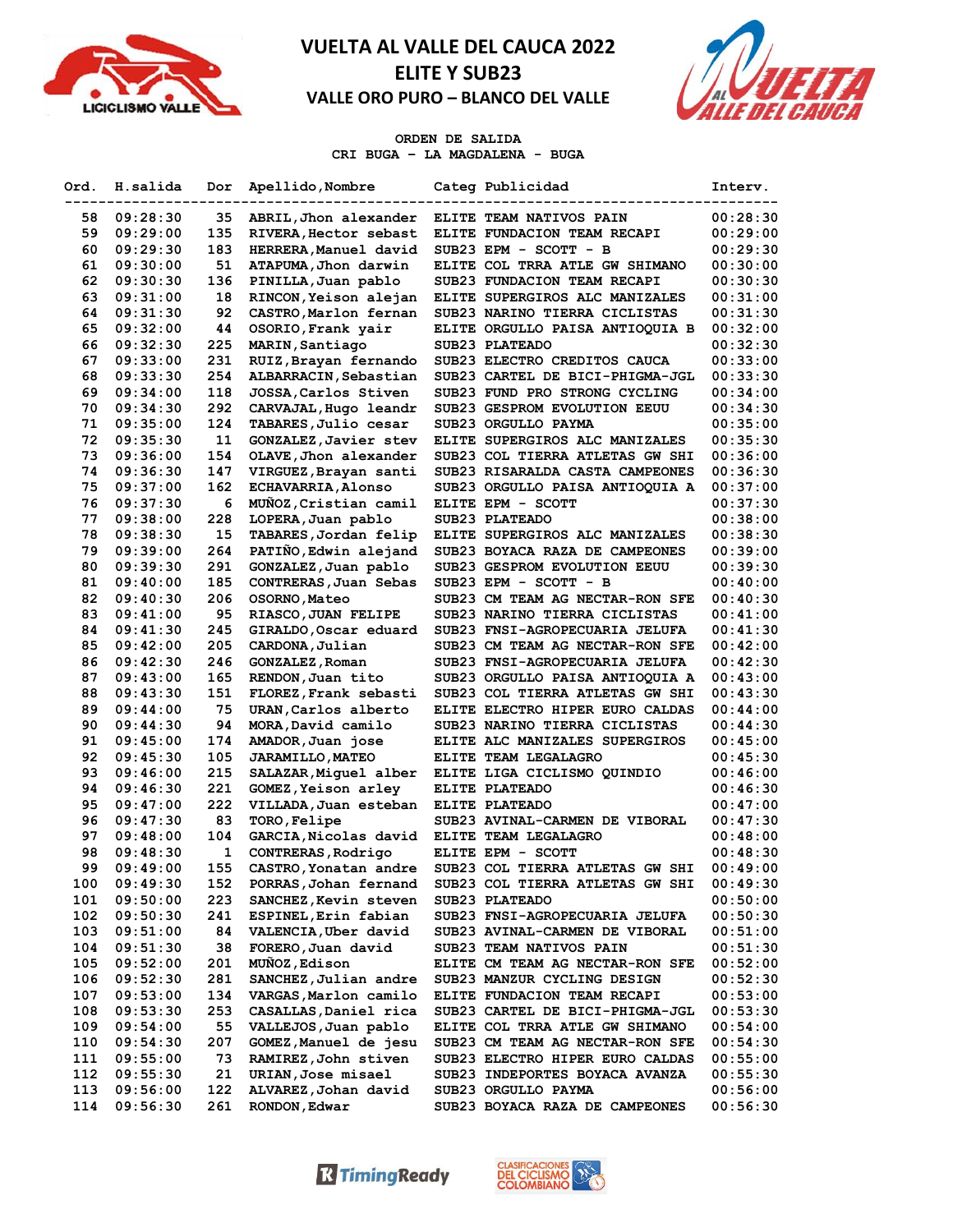# VUELTA AL VALLE DEL CAUCA 2022
## ELITE Y SUB23
### VALLE ORO PURO – BLANCO DEL VALLE

**ORDEN DE SALIDA**
**CRI BUGA - LA MAGDALENA - BUGA**

| Ord. | H.salida | Dor | Apellido,Nombre | Categ | Publicidad | Interv. |
|---|---|---|---|---|---|---|
| 58 | 09:28:30 | 35 | ABRIL,Jhon alexander | ELITE | TEAM NATIVOS PAIN | 00:28:30 |
| 59 | 09:29:00 | 135 | RIVERA,Hector sebast | ELITE | FUNDACION TEAM RECAPI | 00:29:00 |
| 60 | 09:29:30 | 183 | HERRERA,Manuel david | SUB23 | EPM - SCOTT - B | 00:29:30 |
| 61 | 09:30:00 | 51 | ATAPUMA,Jhon darwin | ELITE | COL TRRA ATLE GW SHIMANO | 00:30:00 |
| 62 | 09:30:30 | 136 | PINILLA,Juan pablo | SUB23 | FUNDACION TEAM RECAPI | 00:30:30 |
| 63 | 09:31:00 | 18 | RINCON,Yeison alejan | ELITE | SUPERGIROS ALC MANIZALES | 00:31:00 |
| 64 | 09:31:30 | 92 | CASTRO,Marlon fernan | SUB23 | NARINO TIERRA CICLISTAS | 00:31:30 |
| 65 | 09:32:00 | 44 | OSORIO,Frank yair | ELITE | ORGULLO PAISA ANTIOQUIA B | 00:32:00 |
| 66 | 09:32:30 | 225 | MARIN,Santiago | SUB23 | PLATEADO | 00:32:30 |
| 67 | 09:33:00 | 231 | RUIZ,Brayan fernando | SUB23 | ELECTRO CREDITOS CAUCA | 00:33:00 |
| 68 | 09:33:30 | 254 | ALBARRACIN,Sebastian | SUB23 | CARTEL DE BICI-PHIGMA-JGL | 00:33:30 |
| 69 | 09:34:00 | 118 | JOSSA,Carlos Stiven | SUB23 | FUND PRO STRONG CYCLING | 00:34:00 |
| 70 | 09:34:30 | 292 | CARVAJAL,Hugo leandr | SUB23 | GESPROM EVOLUTION EEUU | 00:34:30 |
| 71 | 09:35:00 | 124 | TABARES,Julio cesar | SUB23 | ORGULLO PAYMA | 00:35:00 |
| 72 | 09:35:30 | 11 | GONZALEZ,Javier stev | ELITE | SUPERGIROS ALC MANIZALES | 00:35:30 |
| 73 | 09:36:00 | 154 | OLAVE,Jhon alexander | SUB23 | COL TIERRA ATLETAS GW SHI | 00:36:00 |
| 74 | 09:36:30 | 147 | VIRGUEZ,Brayan santi | SUB23 | RISARALDA CASTA CAMPEONES | 00:36:30 |
| 75 | 09:37:00 | 162 | ECHAVARRIA,Alonso | SUB23 | ORGULLO PAISA ANTIOQUIA A | 00:37:00 |
| 76 | 09:37:30 | 6 | MUÑOZ,Cristian camil | ELITE | EPM - SCOTT | 00:37:30 |
| 77 | 09:38:00 | 228 | LOPERA,Juan pablo | SUB23 | PLATEADO | 00:38:00 |
| 78 | 09:38:30 | 15 | TABARES,Jordan felip | ELITE | SUPERGIROS ALC MANIZALES | 00:38:30 |
| 79 | 09:39:00 | 264 | PATIÑO,Edwin alejand | SUB23 | BOYACA RAZA DE CAMPEONES | 00:39:00 |
| 80 | 09:39:30 | 291 | GONZALEZ,Juan pablo | SUB23 | GESPROM EVOLUTION EEUU | 00:39:30 |
| 81 | 09:40:00 | 185 | CONTRERAS,Juan Sebas | SUB23 | EPM - SCOTT - B | 00:40:00 |
| 82 | 09:40:30 | 206 | OSORNO,Mateo | SUB23 | CM TEAM AG NECTAR-RON SFE | 00:40:30 |
| 83 | 09:41:00 | 95 | RIASCO,JUAN FELIPE | SUB23 | NARINO TIERRA CICLISTAS | 00:41:00 |
| 84 | 09:41:30 | 245 | GIRALDO,Oscar eduard | SUB23 | FNSI-AGROPECUARIA JELUFA | 00:41:30 |
| 85 | 09:42:00 | 205 | CARDONA,Julian | SUB23 | CM TEAM AG NECTAR-RON SFE | 00:42:00 |
| 86 | 09:42:30 | 246 | GONZALEZ,Roman | SUB23 | FNSI-AGROPECUARIA JELUFA | 00:42:30 |
| 87 | 09:43:00 | 165 | RENDON,Juan tito | SUB23 | ORGULLO PAISA ANTIOQUIA A | 00:43:00 |
| 88 | 09:43:30 | 151 | FLOREZ,Frank sebasti | SUB23 | COL TIERRA ATLETAS GW SHI | 00:43:30 |
| 89 | 09:44:00 | 75 | URAN,Carlos alberto | ELITE | ELECTRO HIPER EURO CALDAS | 00:44:00 |
| 90 | 09:44:30 | 94 | MORA,David camilo | SUB23 | NARINO TIERRA CICLISTAS | 00:44:30 |
| 91 | 09:45:00 | 174 | AMADOR,Juan jose | ELITE | ALC MANIZALES SUPERGIROS | 00:45:00 |
| 92 | 09:45:30 | 105 | JARAMILLO,MATEO | ELITE | TEAM LEGALAGRO | 00:45:30 |
| 93 | 09:46:00 | 215 | SALAZAR,Miguel alber | ELITE | LIGA CICLISMO QUINDIO | 00:46:00 |
| 94 | 09:46:30 | 221 | GOMEZ,Yeison arley | ELITE | PLATEADO | 00:46:30 |
| 95 | 09:47:00 | 222 | VILLADA,Juan esteban | ELITE | PLATEADO | 00:47:00 |
| 96 | 09:47:30 | 83 | TORO,Felipe | SUB23 | AVINAL-CARMEN DE VIBORAL | 00:47:30 |
| 97 | 09:48:00 | 104 | GARCIA,Nicolas david | ELITE | TEAM LEGALAGRO | 00:48:00 |
| 98 | 09:48:30 | 1 | CONTRERAS,Rodrigo | ELITE | EPM - SCOTT | 00:48:30 |
| 99 | 09:49:00 | 155 | CASTRO,Yonatan andre | SUB23 | COL TIERRA ATLETAS GW SHI | 00:49:00 |
| 100 | 09:49:30 | 152 | PORRAS,Johan fernand | SUB23 | COL TIERRA ATLETAS GW SHI | 00:49:30 |
| 101 | 09:50:00 | 223 | SANCHEZ,Kevin steven | SUB23 | PLATEADO | 00:50:00 |
| 102 | 09:50:30 | 241 | ESPINEL,Erin fabian | SUB23 | FNSI-AGROPECUARIA JELUFA | 00:50:30 |
| 103 | 09:51:00 | 84 | VALENCIA,Uber david | SUB23 | AVINAL-CARMEN DE VIBORAL | 00:51:00 |
| 104 | 09:51:30 | 38 | FORERO,Juan david | SUB23 | TEAM NATIVOS PAIN | 00:51:30 |
| 105 | 09:52:00 | 201 | MUÑOZ,Edison | ELITE | CM TEAM AG NECTAR-RON SFE | 00:52:00 |
| 106 | 09:52:30 | 281 | SANCHEZ,Julian andre | SUB23 | MANZUR CYCLING DESIGN | 00:52:30 |
| 107 | 09:53:00 | 134 | VARGAS,Marlon camilo | ELITE | FUNDACION TEAM RECAPI | 00:53:00 |
| 108 | 09:53:30 | 253 | CASALLAS,Daniel rica | SUB23 | CARTEL DE BICI-PHIGMA-JGL | 00:53:30 |
| 109 | 09:54:00 | 55 | VALLEJOS,Juan pablo | ELITE | COL TRRA ATLE GW SHIMANO | 00:54:00 |
| 110 | 09:54:30 | 207 | GOMEZ,Manuel de jesu | SUB23 | CM TEAM AG NECTAR-RON SFE | 00:54:30 |
| 111 | 09:55:00 | 73 | RAMIREZ,John stiven | SUB23 | ELECTRO HIPER EURO CALDAS | 00:55:00 |
| 112 | 09:55:30 | 21 | URIAN,Jose misael | SUB23 | INDEPORTES BOYACA AVANZA | 00:55:30 |
| 113 | 09:56:00 | 122 | ALVAREZ,Johan david | SUB23 | ORGULLO PAYMA | 00:56:00 |
| 114 | 09:56:30 | 261 | RONDON,Edwar | SUB23 | BOYACA RAZA DE CAMPEONES | 00:56:30 |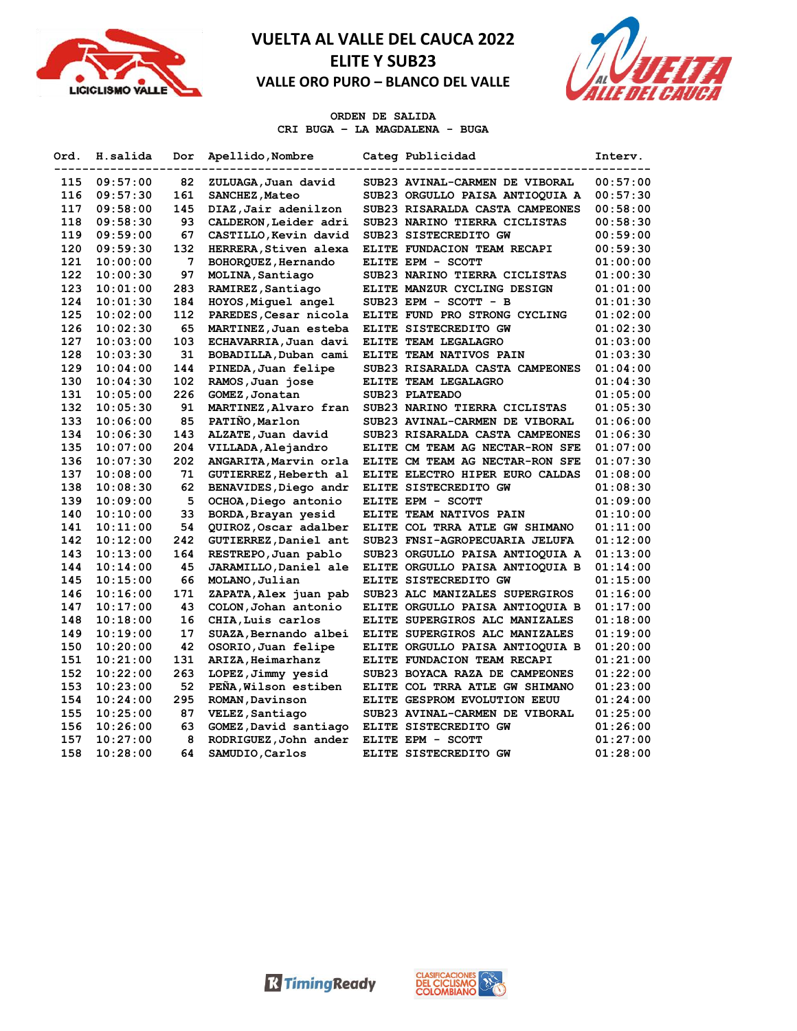# VUELTA AL VALLE DEL CAUCA 2022

## ELITE Y SUB23

### VALLE ORO PURO – BLANCO DEL VALLE

**ORDEN DE SALIDA**

**CRI BUGA - LA MAGDALENA - BUGA**

| Ord. | H.salida | Dor | Apellido,Nombre | Categ | Publicidad | Interv. |
|---|---|---|---|---|---|---|
| 115 | 09:57:00 | 82 | ZULUAGA,Juan david | SUB23 | AVINAL-CARMEN DE VIBORAL | 00:57:00 |
| 116 | 09:57:30 | 161 | SANCHEZ,Mateo | SUB23 | ORGULLO PAISA ANTIOQUIA A | 00:57:30 |
| 117 | 09:58:00 | 145 | DIAZ,Jair adenilzon | SUB23 | RISARALDA CASTA CAMPEONES | 00:58:00 |
| 118 | 09:58:30 | 93 | CALDERON,Leider adri | SUB23 | NARINO TIERRA CICLISTAS | 00:58:30 |
| 119 | 09:59:00 | 67 | CASTILLO,Kevin david | SUB23 | SISTECREDITO GW | 00:59:00 |
| 120 | 09:59:30 | 132 | HERRERA,Stiven alexa | ELITE | FUNDACION TEAM RECAPI | 00:59:30 |
| 121 | 10:00:00 | 7 | BOHORQUEZ,Hernando | ELITE | EPM - SCOTT | 01:00:00 |
| 122 | 10:00:30 | 97 | MOLINA,Santiago | SUB23 | NARINO TIERRA CICLISTAS | 01:00:30 |
| 123 | 10:01:00 | 283 | RAMIREZ,Santiago | ELITE | MANZUR CYCLING DESIGN | 01:01:00 |
| 124 | 10:01:30 | 184 | HOYOS,Miguel angel | SUB23 | EPM - SCOTT - B | 01:01:30 |
| 125 | 10:02:00 | 112 | PAREDES,Cesar nicola | ELITE | FUND PRO STRONG CYCLING | 01:02:00 |
| 126 | 10:02:30 | 65 | MARTINEZ,Juan esteba | ELITE | SISTECREDITO GW | 01:02:30 |
| 127 | 10:03:00 | 103 | ECHAVARRIA,Juan davi | ELITE | TEAM LEGALAGRO | 01:03:00 |
| 128 | 10:03:30 | 31 | BOBADILLA,Duban cami | ELITE | TEAM NATIVOS PAIN | 01:03:30 |
| 129 | 10:04:00 | 144 | PINEDA,Juan felipe | SUB23 | RISARALDA CASTA CAMPEONES | 01:04:00 |
| 130 | 10:04:30 | 102 | RAMOS,Juan jose | ELITE | TEAM LEGALAGRO | 01:04:30 |
| 131 | 10:05:00 | 226 | GOMEZ,Jonatan | SUB23 | PLATEADO | 01:05:00 |
| 132 | 10:05:30 | 91 | MARTINEZ,Alvaro fran | SUB23 | NARINO TIERRA CICLISTAS | 01:05:30 |
| 133 | 10:06:00 | 85 | PATIÑO,Marlon | SUB23 | AVINAL-CARMEN DE VIBORAL | 01:06:00 |
| 134 | 10:06:30 | 143 | ALZATE,Juan david | SUB23 | RISARALDA CASTA CAMPEONES | 01:06:30 |
| 135 | 10:07:00 | 204 | VILLADA,Alejandro | ELITE | CM TEAM AG NECTAR-RON SFE | 01:07:00 |
| 136 | 10:07:30 | 202 | ANGARITA,Marvin orla | ELITE | CM TEAM AG NECTAR-RON SFE | 01:07:30 |
| 137 | 10:08:00 | 71 | GUTIERREZ,Heberth al | ELITE | ELECTRO HIPER EURO CALDAS | 01:08:00 |
| 138 | 10:08:30 | 62 | BENAVIDES,Diego andr | ELITE | SISTECREDITO GW | 01:08:30 |
| 139 | 10:09:00 | 5 | OCHOA,Diego antonio | ELITE | EPM - SCOTT | 01:09:00 |
| 140 | 10:10:00 | 33 | BORDA,Brayan yesid | ELITE | TEAM NATIVOS PAIN | 01:10:00 |
| 141 | 10:11:00 | 54 | QUIROZ,Oscar adalber | ELITE | COL TRRA ATLE GW SHIMANO | 01:11:00 |
| 142 | 10:12:00 | 242 | GUTIERREZ,Daniel ant | SUB23 | FNSI-AGROPECUARIA JELUFA | 01:12:00 |
| 143 | 10:13:00 | 164 | RESTREPO,Juan pablo | SUB23 | ORGULLO PAISA ANTIOQUIA A | 01:13:00 |
| 144 | 10:14:00 | 45 | JARAMILLO,Daniel ale | ELITE | ORGULLO PAISA ANTIOQUIA B | 01:14:00 |
| 145 | 10:15:00 | 66 | MOLANO,Julian | ELITE | SISTECREDITO GW | 01:15:00 |
| 146 | 10:16:00 | 171 | ZAPATA,Alex juan pab | SUB23 | ALC MANIZALES SUPERGIROS | 01:16:00 |
| 147 | 10:17:00 | 43 | COLON,Johan antonio | ELITE | ORGULLO PAISA ANTIOQUIA B | 01:17:00 |
| 148 | 10:18:00 | 16 | CHIA,Luis carlos | ELITE | SUPERGIROS ALC MANIZALES | 01:18:00 |
| 149 | 10:19:00 | 17 | SUAZA,Bernando albei | ELITE | SUPERGIROS ALC MANIZALES | 01:19:00 |
| 150 | 10:20:00 | 42 | OSORIO,Juan felipe | ELITE | ORGULLO PAISA ANTIOQUIA B | 01:20:00 |
| 151 | 10:21:00 | 131 | ARIZA,Heimarhanz | ELITE | FUNDACION TEAM RECAPI | 01:21:00 |
| 152 | 10:22:00 | 263 | LOPEZ,Jimmy yesid | SUB23 | BOYACA RAZA DE CAMPEONES | 01:22:00 |
| 153 | 10:23:00 | 52 | PEÑA,Wilson estiben | ELITE | COL TRRA ATLE GW SHIMANO | 01:23:00 |
| 154 | 10:24:00 | 295 | ROMAN,Davinson | ELITE | GESPROM EVOLUTION EEUU | 01:24:00 |
| 155 | 10:25:00 | 87 | VELEZ,Santiago | SUB23 | AVINAL-CARMEN DE VIBORAL | 01:25:00 |
| 156 | 10:26:00 | 63 | GOMEZ,David santiago | ELITE | SISTECREDITO GW | 01:26:00 |
| 157 | 10:27:00 | 8 | RODRIGUEZ,John ander | ELITE | EPM - SCOTT | 01:27:00 |
| 158 | 10:28:00 | 64 | SAMUDIO,Carlos | ELITE | SISTECREDITO GW | 01:28:00 |